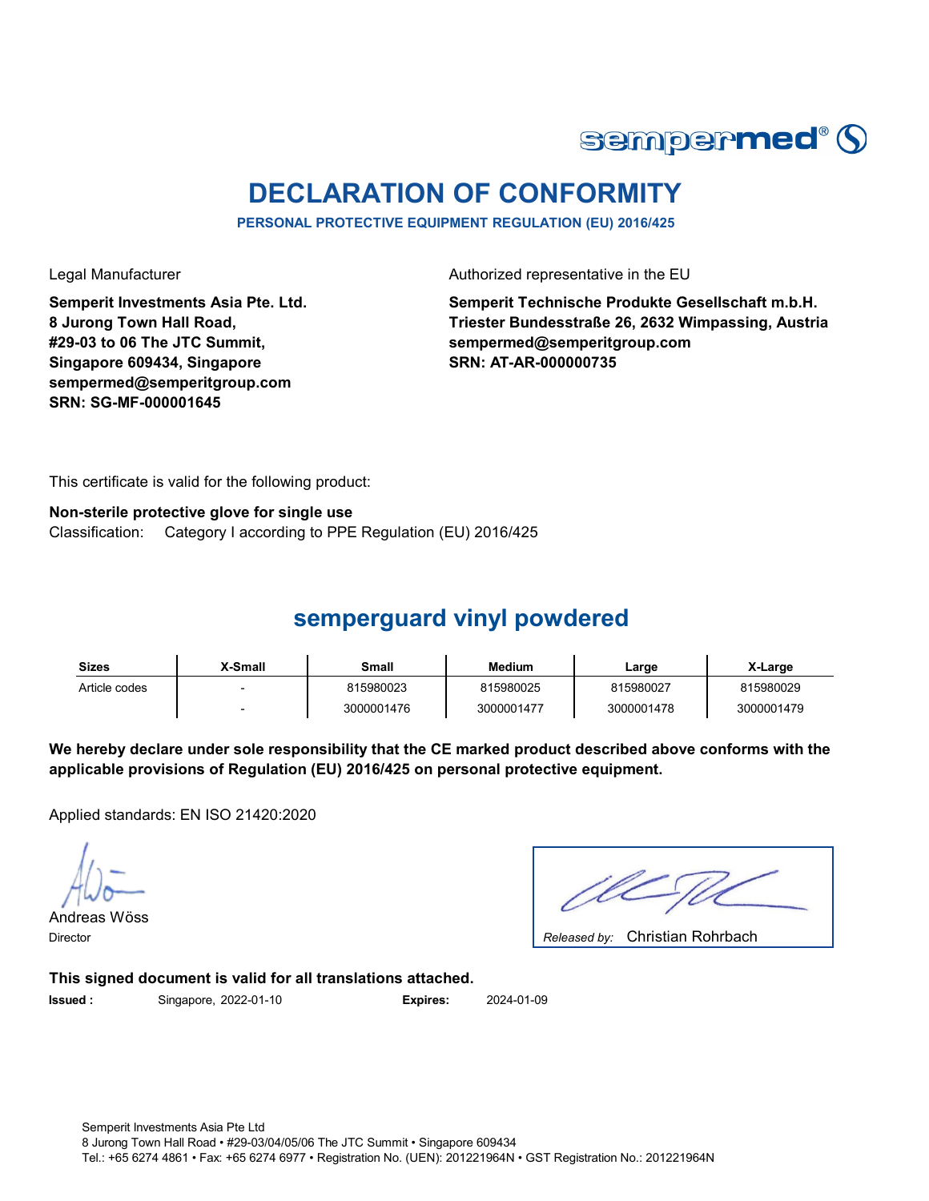sempermed®

# DECLARATION OF CONFORMITY

**PERSONAL PROTECTIVE EQUIPMENT REGULATION (EU) 2016/425**

Legal Manufacturer

**Semperit Investments Asia Pte. Ltd.**
**8 Jurong Town Hall Road,**
**#29-03 to 06 The JTC Summit,**
**Singapore 609434, Singapore**
**sempermed@semperitgroup.com**
**SRN: SG-MF-000001645**

Authorized representative in the EU

**Semperit Technische Produkte Gesellschaft m.b.H.**
**Triester Bundesstraße 26, 2632 Wimpassing, Austria**
**sempermed@semperitgroup.com**
**SRN: AT-AR-000000735**

This certificate is valid for the following product:

**Non-sterile protective glove for single use**
Classification: Category I according to PPE Regulation (EU) 2016/425

## semperguard vinyl powdered

| Sizes | X-Small | Small | Medium | Large | X-Large |
|---|---|---|---|---|---|
| Article codes | - | 815980023 | 815980025 | 815980027 | 815980029 |
| | - | 3000001476 | 3000001477 | 3000001478 | 3000001479 |

**We hereby declare under sole responsibility that the CE marked product described above conforms with the applicable provisions of Regulation (EU) 2016/425 on personal protective equipment.**

Applied standards: EN ISO 21420:2020

Andreas Wöss
Director

*Released by:* Christian Rohrbach

**This signed document is valid for all translations attached.**

**Issued :** Singapore, 2022-01-10 **Expires:** 2024-01-09

Semperit Investments Asia Pte Ltd
8 Jurong Town Hall Road • #29-03/04/05/06 The JTC Summit • Singapore 609434
Tel.: +65 6274 4861 • Fax: +65 6274 6977 • Registration No. (UEN): 201221964N • GST Registration No.: 201221964N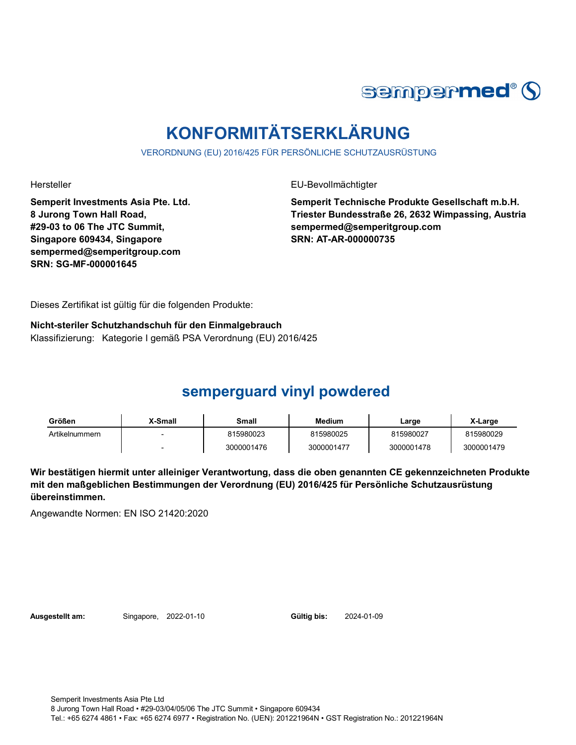# KONFORMITÄTSERKLÄRUNG

VERORDNUNG (EU) 2016/425 FÜR PERSÖNLICHE SCHUTZAUSRÜSTUNG

Hersteller

**Semperit Investments Asia Pte. Ltd.**
**8 Jurong Town Hall Road,**
**#29-03 to 06 The JTC Summit,**
**Singapore 609434, Singapore**
**sempermed@semperitgroup.com**
**SRN: SG-MF-000001645**

EU-Bevollmächtigter

**Semperit Technische Produkte Gesellschaft m.b.H.**
**Triester Bundesstraße 26, 2632 Wimpassing, Austria**
**sempermed@semperitgroup.com**
**SRN: AT-AR-000000735**

Dieses Zertifikat ist gültig für die folgenden Produkte:

**Nicht-steriler Schutzhandschuh für den Einmalgebrauch**
Klassifizierung: Kategorie I gemäß PSA Verordnung (EU) 2016/425

## semperguard vinyl powdered

| Größen | X-Small | Small | Medium | Large | X-Large |
|---|---|---|---|---|---|
| Artikelnummern | - | 815980023 | 815980025 | 815980027 | 815980029 |
| | - | 3000001476 | 3000001477 | 3000001478 | 3000001479 |

**Wir bestätigen hiermit unter alleiniger Verantwortung, dass die oben genannten CE gekennzeichneten Produkte mit den maßgeblichen Bestimmungen der Verordnung (EU) 2016/425 für Persönliche Schutzausrüstung übereinstimmen.**

Angewandte Normen: EN ISO 21420:2020

**Ausgestellt am:** Singapore, 2022-01-10

**Gültig bis:** 2024-01-09

Semperit Investments Asia Pte Ltd
8 Jurong Town Hall Road • #29-03/04/05/06 The JTC Summit • Singapore 609434
Tel.: +65 6274 4861 • Fax: +65 6274 6977 • Registration No. (UEN): 201221964N • GST Registration No.: 201221964N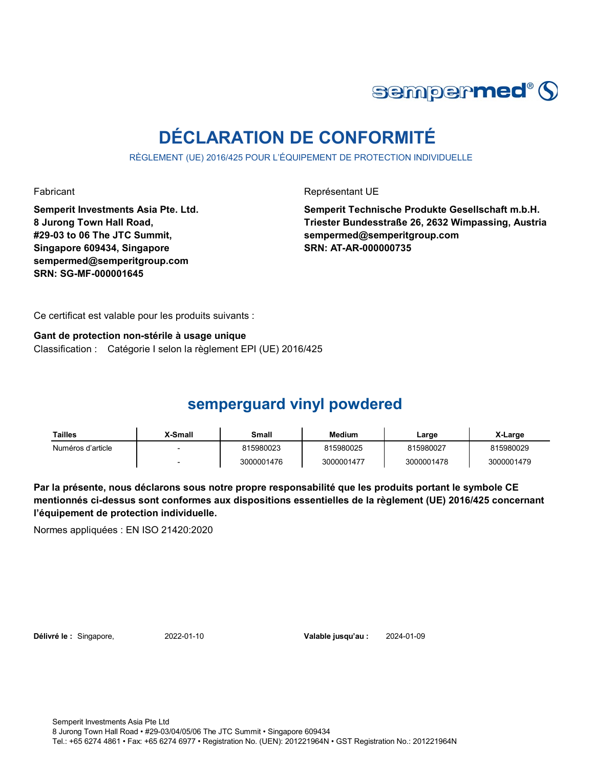# DÉCLARATION DE CONFORMITÉ

RÈGLEMENT (UE) 2016/425 POUR L'ÉQUIPEMENT DE PROTECTION INDIVIDUELLE

Fabricant

**Semperit Investments Asia Pte. Ltd.**
**8 Jurong Town Hall Road,**
**#29-03 to 06 The JTC Summit,**
**Singapore 609434, Singapore**
**sempermed@semperitgroup.com**
**SRN: SG-MF-000001645**

Représentant UE

**Semperit Technische Produkte Gesellschaft m.b.H.**
**Triester Bundesstraße 26, 2632 Wimpassing, Austria**
**sempermed@semperitgroup.com**
**SRN: AT-AR-000000735**

Ce certificat est valable pour les produits suivants :

**Gant de protection non-stérile à usage unique**
Classification : Catégorie I selon la règlement EPI (UE) 2016/425

## semperguard vinyl powdered

| Tailles | X-Small | Small | Medium | Large | X-Large |
|---|---|---|---|---|---|
| Numéros d'article | - | 815980023 | 815980025 | 815980027 | 815980029 |
| | - | 3000001476 | 3000001477 | 3000001478 | 3000001479 |

**Par la présente, nous déclarons sous notre propre responsabilité que les produits portant le symbole CE mentionnés ci-dessus sont conformes aux dispositions essentielles de la règlement (UE) 2016/425 concernant l'équipement de protection individuelle.**

Normes appliquées : EN ISO 21420:2020

**Délivré le :** Singapore, 2022-01-10

**Valable jusqu'au :** 2024-01-09

Semperit Investments Asia Pte Ltd
8 Jurong Town Hall Road • #29-03/04/05/06 The JTC Summit • Singapore 609434
Tel.: +65 6274 4861 • Fax: +65 6274 6977 • Registration No. (UEN): 201221964N • GST Registration No.: 201221964N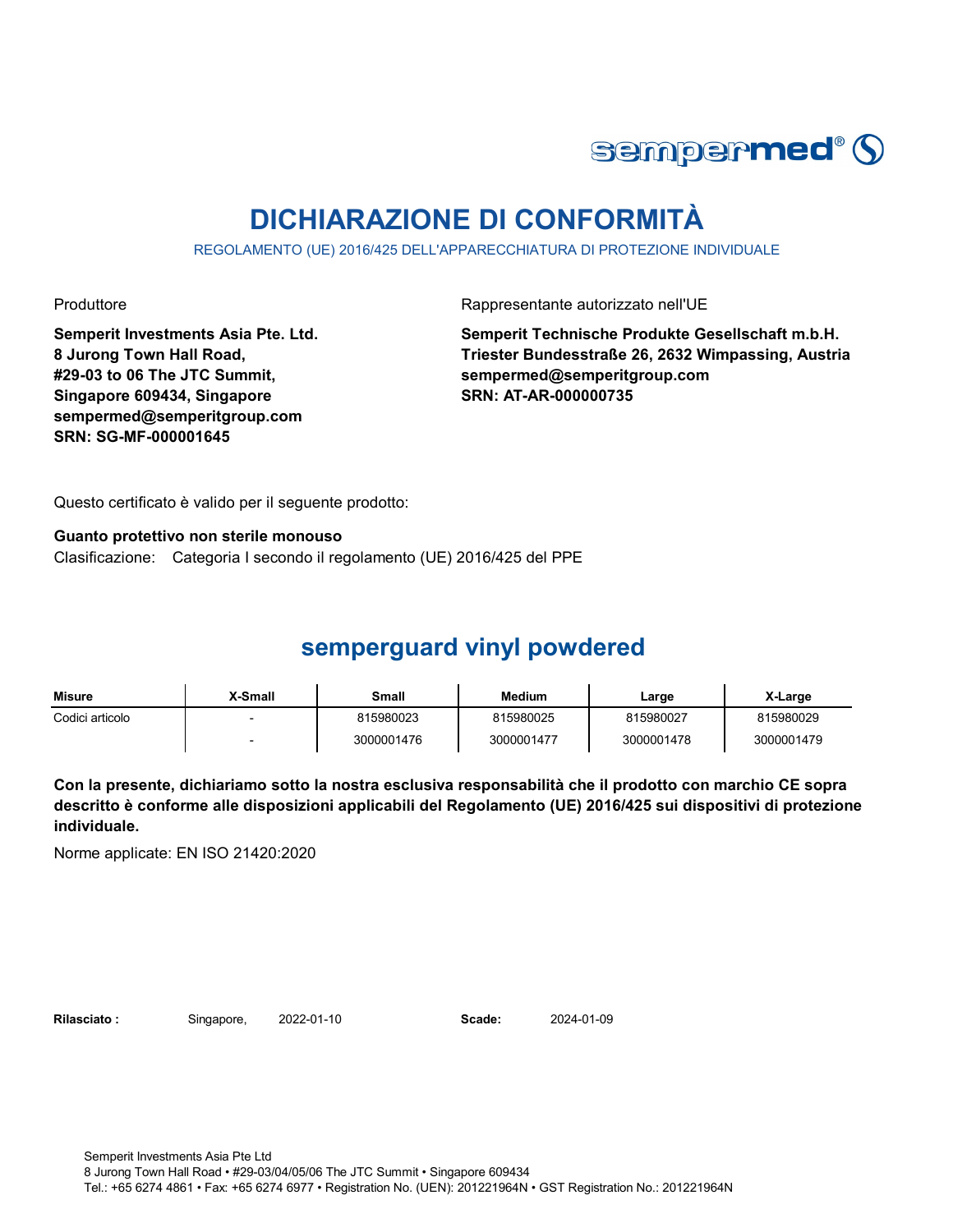# DICHIARAZIONE DI CONFORMITÀ

REGOLAMENTO (UE) 2016/425 DELL'APPARECCHIATURA DI PROTEZIONE INDIVIDUALE

Produttore

**Semperit Investments Asia Pte. Ltd.**
**8 Jurong Town Hall Road,**
**#29-03 to 06 The JTC Summit,**
**Singapore 609434, Singapore**
**sempermed@semperitgroup.com**
**SRN: SG-MF-000001645**

Rappresentante autorizzato nell'UE

**Semperit Technische Produkte Gesellschaft m.b.H.**
**Triester Bundesstraße 26, 2632 Wimpassing, Austria**
**sempermed@semperitgroup.com**
**SRN: AT-AR-000000735**

Questo certificato è valido per il seguente prodotto:

**Guanto protettivo non sterile monouso**
Clasificazione: Categoria I secondo il regolamento (UE) 2016/425 del PPE

## semperguard vinyl powdered

| Misure | X-Small | Small | Medium | Large | X-Large |
|---|---|---|---|---|---|
| Codici articolo | - | 815980023 | 815980025 | 815980027 | 815980029 |
| | - | 3000001476 | 3000001477 | 3000001478 | 3000001479 |

**Con la presente, dichiariamo sotto la nostra esclusiva responsabilità che il prodotto con marchio CE sopra descritto è conforme alle disposizioni applicabili del Regolamento (UE) 2016/425 sui dispositivi di protezione individuale.**

Norme applicate: EN ISO 21420:2020

**Rilasciato :** Singapore, 2022-01-10 **Scade:** 2024-01-09

Semperit Investments Asia Pte Ltd
8 Jurong Town Hall Road • #29-03/04/05/06 The JTC Summit • Singapore 609434
Tel.: +65 6274 4861 • Fax: +65 6274 6977 • Registration No. (UEN): 201221964N • GST Registration No.: 201221964N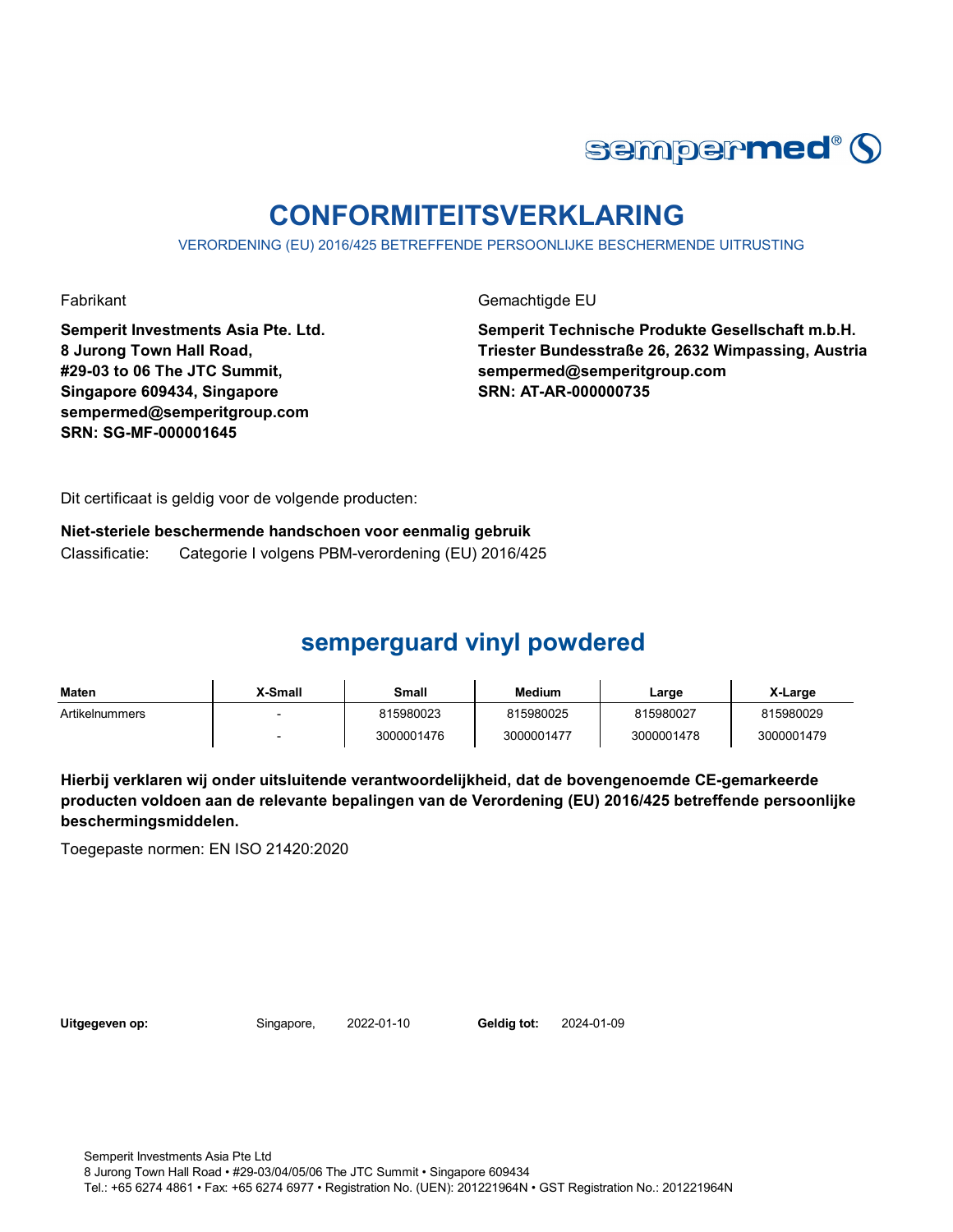# CONFORMITEITSVERKLARING

VERORDENING (EU) 2016/425 BETREFFENDE PERSOONLIJKE BESCHERMENDE UITRUSTING

Fabrikant

**Semperit Investments Asia Pte. Ltd.**
**8 Jurong Town Hall Road,**
**#29-03 to 06 The JTC Summit,**
**Singapore 609434, Singapore**
**sempermed@semperitgroup.com**
**SRN: SG-MF-000001645**

Gemachtigde EU

**Semperit Technische Produkte Gesellschaft m.b.H.**
**Triester Bundesstraße 26, 2632 Wimpassing, Austria**
**sempermed@semperitgroup.com**
**SRN: AT-AR-000000735**

Dit certificaat is geldig voor de volgende producten:

**Niet-steriele beschermende handschoen voor eenmalig gebruik**

Classificatie: Categorie I volgens PBM-verordening (EU) 2016/425

## semperguard vinyl powdered

| Maten | X-Small | Small | Medium | Large | X-Large |
|---|---|---|---|---|---|
| Artikelnummers | - | 815980023 | 815980025 | 815980027 | 815980029 |
| | - | 3000001476 | 3000001477 | 3000001478 | 3000001479 |

**Hierbij verklaren wij onder uitsluitende verantwoordelijkheid, dat de bovengenoemde CE-gemarkeerde producten voldoen aan de relevante bepalingen van de Verordening (EU) 2016/425 betreffende persoonlijke beschermingsmiddelen.**

Toegepaste normen: EN ISO 21420:2020

**Uitgegeven op:** Singapore, 2022-01-10 **Geldig tot:** 2024-01-09

Semperit Investments Asia Pte Ltd
8 Jurong Town Hall Road • #29-03/04/05/06 The JTC Summit • Singapore 609434
Tel.: +65 6274 4861 • Fax: +65 6274 6977 • Registration No. (UEN): 201221964N • GST Registration No.: 201221964N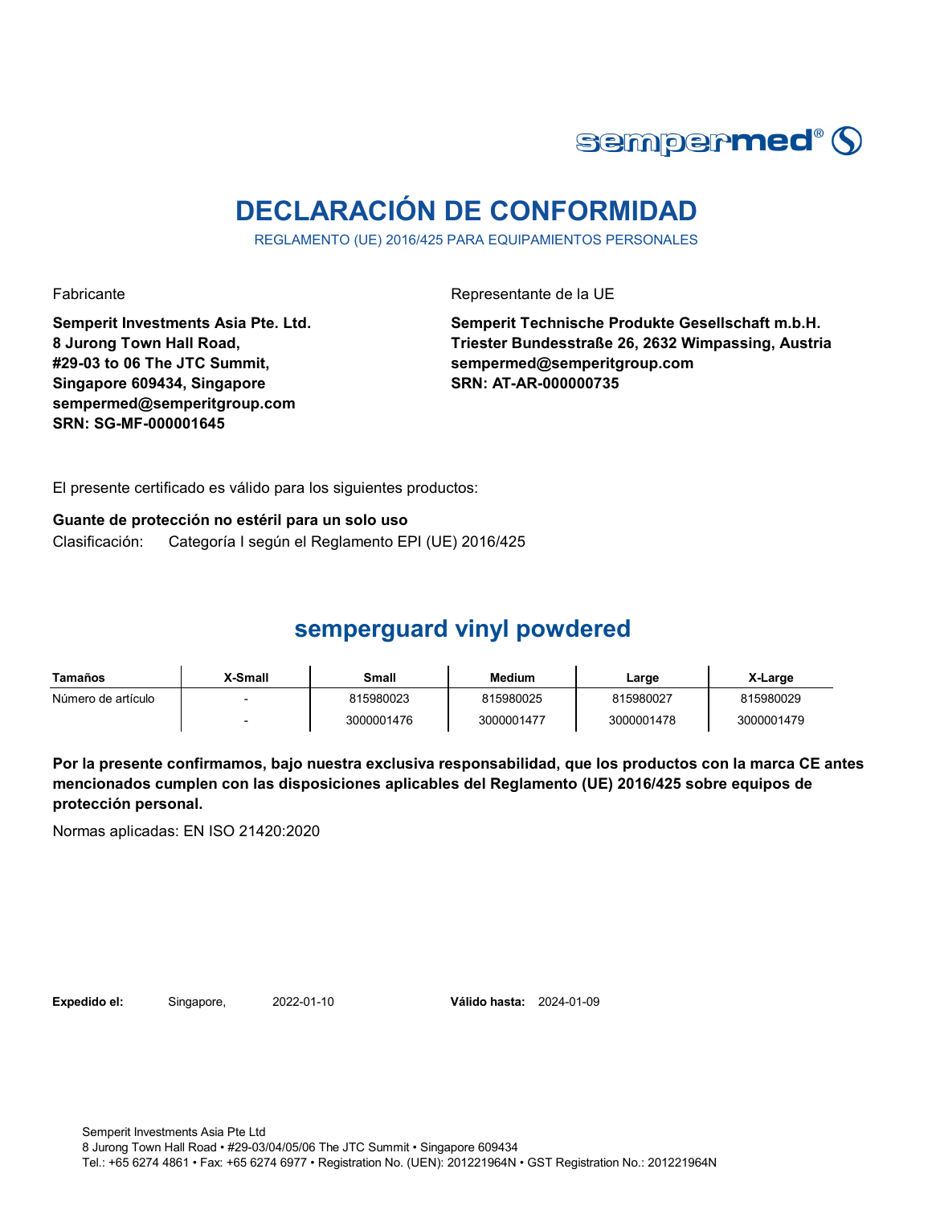sempermed®

# DECLARACIÓN DE CONFORMIDAD

REGLAMENTO (UE) 2016/425 PARA EQUIPAMIENTOS PERSONALES

Fabricante

**Semperit Investments Asia Pte. Ltd.**
**8 Jurong Town Hall Road,**
**#29-03 to 06 The JTC Summit,**
**Singapore 609434, Singapore**
**sempermed@semperitgroup.com**
**SRN: SG-MF-000001645**

Representante de la UE

**Semperit Technische Produkte Gesellschaft m.b.H.**
**Triester Bundesstraße 26, 2632 Wimpassing, Austria**
**sempermed@semperitgroup.com**
**SRN: AT-AR-000000735**

El presente certificado es válido para los siguientes productos:

**Guante de protección no estéril para un solo uso**

Clasificación: Categoría I según el Reglamento EPI (UE) 2016/425

## semperguard vinyl powdered

| Tamaños | X-Small | Small | Medium | Large | X-Large |
|---|---|---|---|---|---|
| Número de artículo | - | 815980023 | 815980025 | 815980027 | 815980029 |
| | - | 3000001476 | 3000001477 | 3000001478 | 3000001479 |

**Por la presente confirmamos, bajo nuestra exclusiva responsabilidad, que los productos con la marca CE antes mencionados cumplen con las disposiciones aplicables del Reglamento (UE) 2016/425 sobre equipos de protección personal.**

Normas aplicadas: EN ISO 21420:2020

**Expedido el:** Singapore, 2022-01-10 **Válido hasta:** 2024-01-09

Semperit Investments Asia Pte Ltd
8 Jurong Town Hall Road • #29-03/04/05/06 The JTC Summit • Singapore 609434
Tel.: +65 6274 4861 • Fax: +65 6274 6977 • Registration No. (UEN): 201221964N • GST Registration No.: 201221964N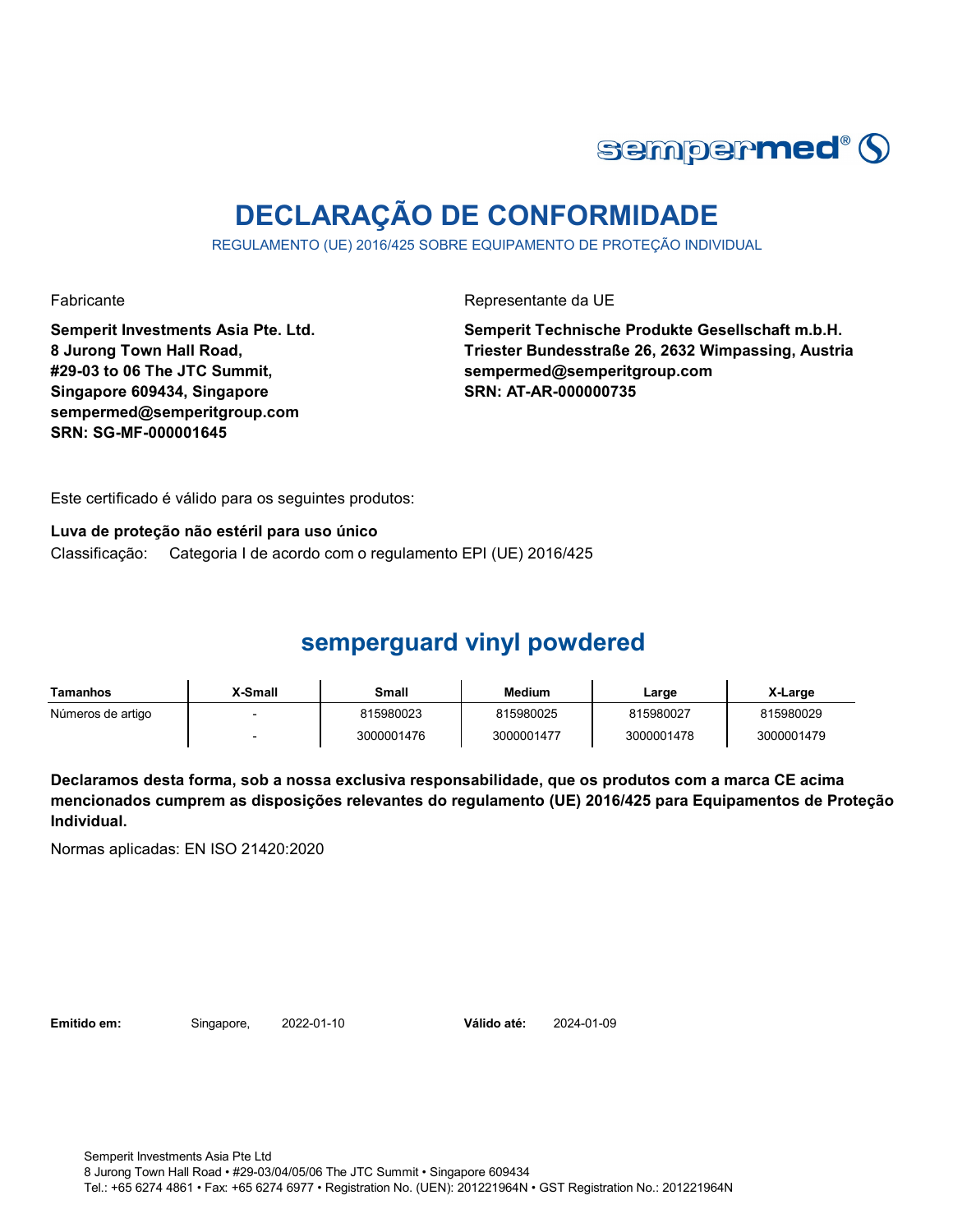# DECLARAÇÃO DE CONFORMIDADE

REGULAMENTO (UE) 2016/425 SOBRE EQUIPAMENTO DE PROTEÇÃO INDIVIDUAL

Fabricante

**Semperit Investments Asia Pte. Ltd.**
**8 Jurong Town Hall Road,**
**#29-03 to 06 The JTC Summit,**
**Singapore 609434, Singapore**
**sempermed@semperitgroup.com**
**SRN: SG-MF-000001645**

Representante da UE

**Semperit Technische Produkte Gesellschaft m.b.H.**
**Triester Bundesstraße 26, 2632 Wimpassing, Austria**
**sempermed@semperitgroup.com**
**SRN: AT-AR-000000735**

Este certificado é válido para os seguintes produtos:

**Luva de proteção não estéril para uso único**
Classificação: Categoria I de acordo com o regulamento EPI (UE) 2016/425

## semperguard vinyl powdered

| Tamanhos | X-Small | Small | Medium | Large | X-Large |
|---|---|---|---|---|---|
| Números de artigo | - | 815980023 | 815980025 | 815980027 | 815980029 |
| | - | 3000001476 | 3000001477 | 3000001478 | 3000001479 |

**Declaramos desta forma, sob a nossa exclusiva responsabilidade, que os produtos com a marca CE acima mencionados cumprem as disposições relevantes do regulamento (UE) 2016/425 para Equipamentos de Proteção Individual.**

Normas aplicadas: EN ISO 21420:2020

**Emitido em:** Singapore, 2022-01-10 **Válido até:** 2024-01-09

Semperit Investments Asia Pte Ltd
8 Jurong Town Hall Road • #29-03/04/05/06 The JTC Summit • Singapore 609434
Tel.: +65 6274 4861 • Fax: +65 6274 6977 • Registration No. (UEN): 201221964N • GST Registration No.: 201221964N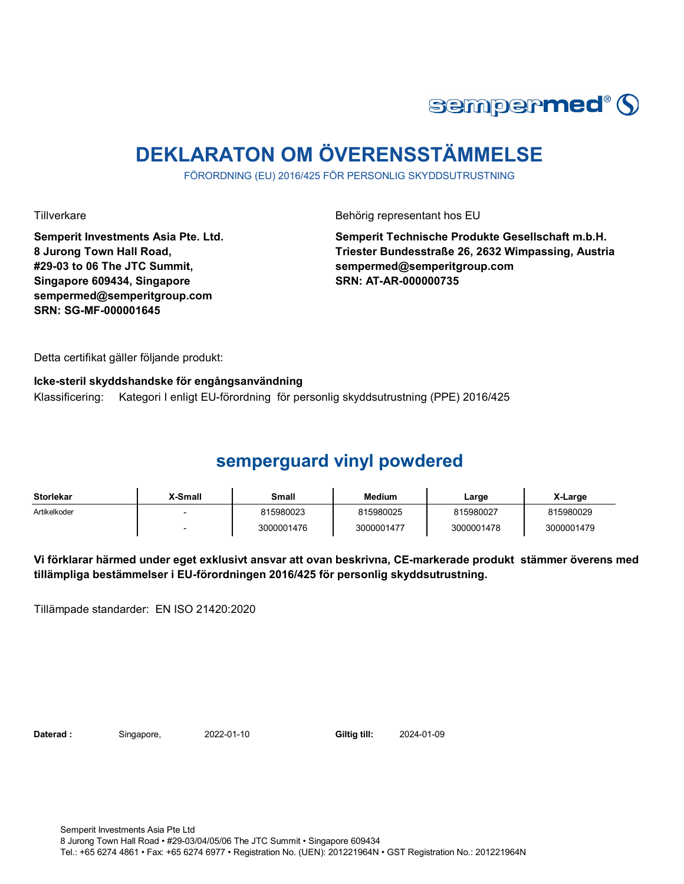# DEKLARATON OM ÖVERENSSTÄMMELSE

FÖRORDNING (EU) 2016/425 FÖR PERSONLIG SKYDDSUTRUSTNING

Tillverkare

**Semperit Investments Asia Pte. Ltd.**
**8 Jurong Town Hall Road,**
**#29-03 to 06 The JTC Summit,**
**Singapore 609434, Singapore**
**sempermed@semperitgroup.com**
**SRN: SG-MF-000001645**

Behörig representant hos EU

**Semperit Technische Produkte Gesellschaft m.b.H.**
**Triester Bundesstraße 26, 2632 Wimpassing, Austria**
**sempermed@semperitgroup.com**
**SRN: AT-AR-000000735**

Detta certifikat gäller följande produkt:

**Icke-steril skyddshandske för engångsanvändning**

Klassificering: Kategori I enligt EU-förordning för personlig skyddsutrustning (PPE) 2016/425

## semperguard vinyl powdered

| Storlekar | X-Small | Small | Medium | Large | X-Large |
|---|---|---|---|---|---|
| Artikelkoder | - | 815980023 | 815980025 | 815980027 | 815980029 |
| | - | 3000001476 | 3000001477 | 3000001478 | 3000001479 |

**Vi förklarar härmed under eget exklusivt ansvar att ovan beskrivna, CE-markerade produkt stämmer överens med tillämpliga bestämmelser i EU-förordningen 2016/425 för personlig skyddsutrustning.**

Tillämpade standarder: EN ISO 21420:2020

**Daterad :** Singapore, 2022-01-10 **Giltig till:** 2024-01-09

Semperit Investments Asia Pte Ltd
8 Jurong Town Hall Road • #29-03/04/05/06 The JTC Summit • Singapore 609434
Tel.: +65 6274 4861 • Fax: +65 6274 6977 • Registration No. (UEN): 201221964N • GST Registration No.: 201221964N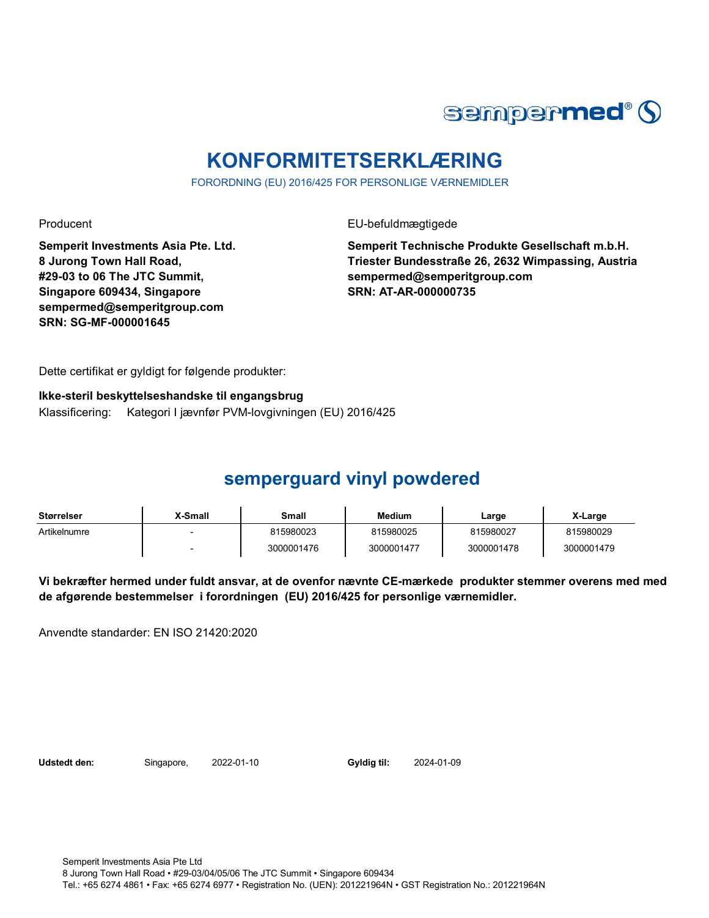sempermed®

# KONFORMITETSERKLÆRING

FORORDNING (EU) 2016/425 FOR PERSONLIGE VÆRNEMIDLER

Producent

**Semperit Investments Asia Pte. Ltd.**
**8 Jurong Town Hall Road,**
**#29-03 to 06 The JTC Summit,**
**Singapore 609434, Singapore**
**sempermed@semperitgroup.com**
**SRN: SG-MF-000001645**

EU-befuldmægtigede

**Semperit Technische Produkte Gesellschaft m.b.H.**
**Triester Bundesstraße 26, 2632 Wimpassing, Austria**
**sempermed@semperitgroup.com**
**SRN: AT-AR-000000735**

Dette certifikat er gyldigt for følgende produkter:

**Ikke-steril beskyttelseshandske til engangsbrug**

Klassificering: Kategori I jævnfør PVM-lovgivningen (EU) 2016/425

## semperguard vinyl powdered

| Størrelser | X-Small | Small | Medium | Large | X-Large |
|---|---|---|---|---|---|
| Artikelnumre | - | 815980023 | 815980025 | 815980027 | 815980029 |
| | - | 3000001476 | 3000001477 | 3000001478 | 3000001479 |

**Vi bekræfter hermed under fuldt ansvar, at de ovenfor nævnte CE-mærkede produkter stemmer overens med med de afgørende bestemmelser i forordningen (EU) 2016/425 for personlige værnemidler.**

Anvendte standarder: EN ISO 21420:2020

**Udstedt den:** Singapore, 2022-01-10 **Gyldig til:** 2024-01-09

Semperit Investments Asia Pte Ltd
8 Jurong Town Hall Road • #29-03/04/05/06 The JTC Summit • Singapore 609434
Tel.: +65 6274 4861 • Fax: +65 6274 6977 • Registration No. (UEN): 201221964N • GST Registration No.: 201221964N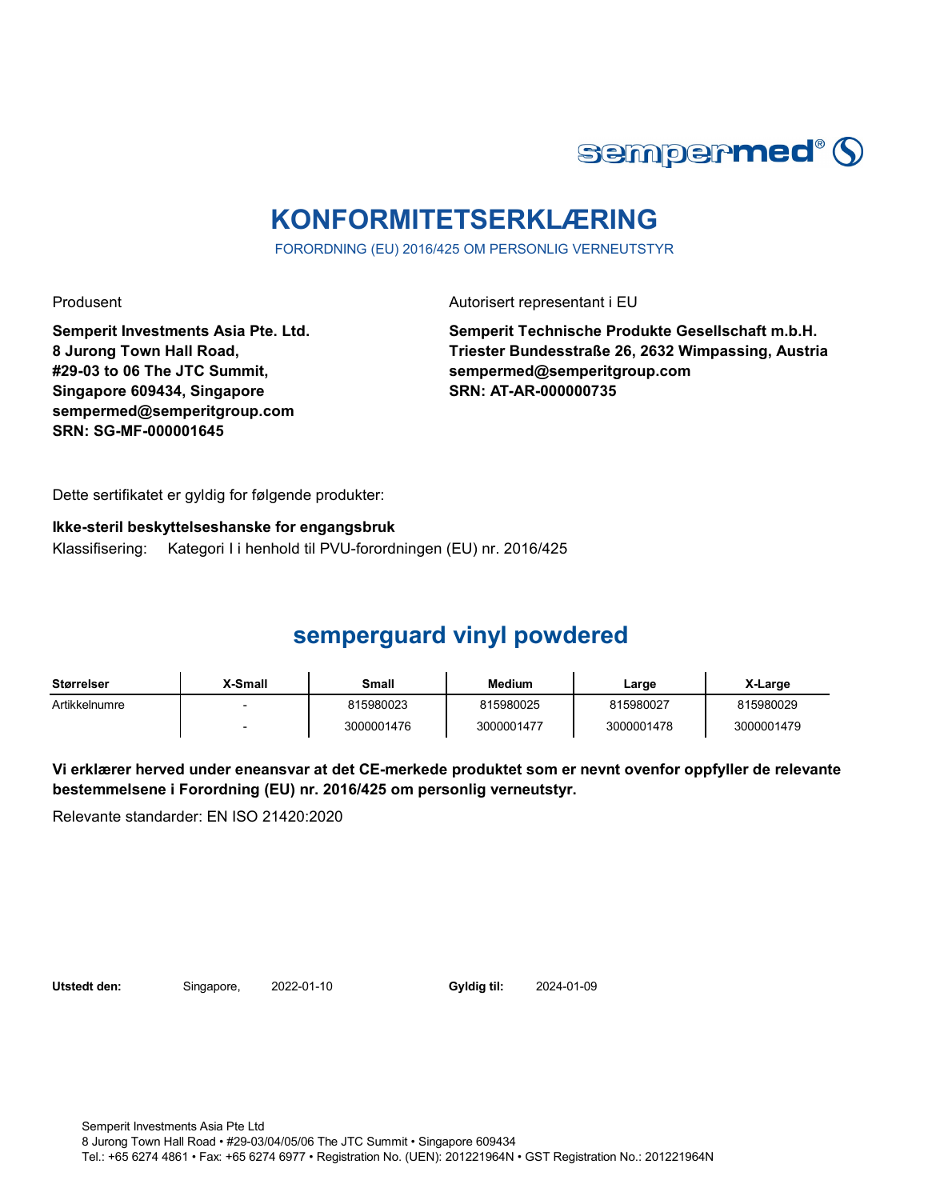sempermed®

# KONFORMITETSERKLÆRING

FORORDNING (EU) 2016/425 OM PERSONLIG VERNEUTSTYR

Produsent

**Semperit Investments Asia Pte. Ltd.**
**8 Jurong Town Hall Road,**
**#29-03 to 06 The JTC Summit,**
**Singapore 609434, Singapore**
**sempermed@semperitgroup.com**
**SRN: SG-MF-000001645**

Autorisert representant i EU

**Semperit Technische Produkte Gesellschaft m.b.H.**
**Triester Bundesstraße 26, 2632 Wimpassing, Austria**
**sempermed@semperitgroup.com**
**SRN: AT-AR-000000735**

Dette sertifikatet er gyldig for følgende produkter:

**Ikke-steril beskyttelseshanske for engangsbruk**

Klassifisering: Kategori I i henhold til PVU-forordningen (EU) nr. 2016/425

## semperguard vinyl powdered

| Størrelser | X-Small | Small | Medium | Large | X-Large |
|---|---|---|---|---|---|
| Artikkelnumre | - | 815980023 | 815980025 | 815980027 | 815980029 |
| | - | 3000001476 | 3000001477 | 3000001478 | 3000001479 |

**Vi erklærer herved under eneansvar at det CE-merkede produktet som er nevnt ovenfor oppfyller de relevante bestemmelsene i Forordning (EU) nr. 2016/425 om personlig verneutstyr.**

Relevante standarder: EN ISO 21420:2020

**Utstedt den:** Singapore, 2022-01-10 **Gyldig til:** 2024-01-09

Semperit Investments Asia Pte Ltd
8 Jurong Town Hall Road • #29-03/04/05/06 The JTC Summit • Singapore 609434
Tel.: +65 6274 4861 • Fax: +65 6274 6977 • Registration No. (UEN): 201221964N • GST Registration No.: 201221964N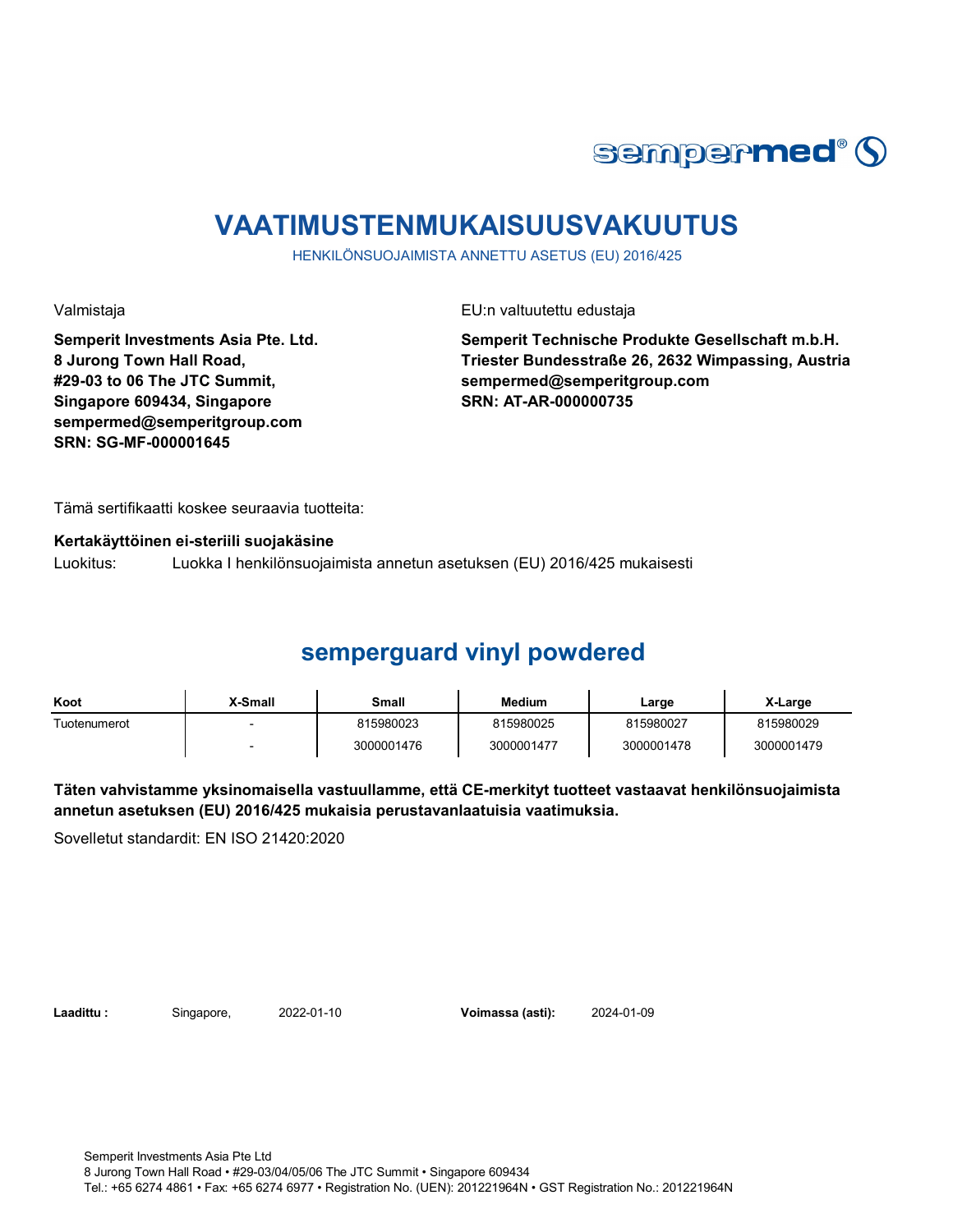sempermed®

# VAATIMUSTENMUKAISUUSVAKUUTUS

HENKILÖNSUOJAIMISTA ANNETTU ASETUS (EU) 2016/425

Valmistaja

**Semperit Investments Asia Pte. Ltd.**
**8 Jurong Town Hall Road,**
**#29-03 to 06 The JTC Summit,**
**Singapore 609434, Singapore**
**sempermed@semperitgroup.com**
**SRN: SG-MF-000001645**

EU:n valtuutettu edustaja

**Semperit Technische Produkte Gesellschaft m.b.H.**
**Triester Bundesstraße 26, 2632 Wimpassing, Austria**
**sempermed@semperitgroup.com**
**SRN: AT-AR-000000735**

Tämä sertifikaatti koskee seuraavia tuotteita:

**Kertakäyttöinen ei-steriili suojakäsine**

Luokitus: Luokka I henkilönsuojaimista annetun asetuksen (EU) 2016/425 mukaisesti

## semperguard vinyl powdered

| Koot | X-Small | Small | Medium | Large | X-Large |
|---|---|---|---|---|---|
| Tuotenumerot | - | 815980023 | 815980025 | 815980027 | 815980029 |
| | - | 3000001476 | 3000001477 | 3000001478 | 3000001479 |

**Täten vahvistamme yksinomaisella vastuullamme, että CE-merkityt tuotteet vastaavat henkilönsuojaimista annetun asetuksen (EU) 2016/425 mukaisia perustavanlaatuisia vaatimuksia.**

Sovelletut standardit: EN ISO 21420:2020

**Laadittu :** Singapore, 2022-01-10 **Voimassa (asti):** 2024-01-09

Semperit Investments Asia Pte Ltd
8 Jurong Town Hall Road • #29-03/04/05/06 The JTC Summit • Singapore 609434
Tel.: +65 6274 4861 • Fax: +65 6274 6977 • Registration No. (UEN): 201221964N • GST Registration No.: 201221964N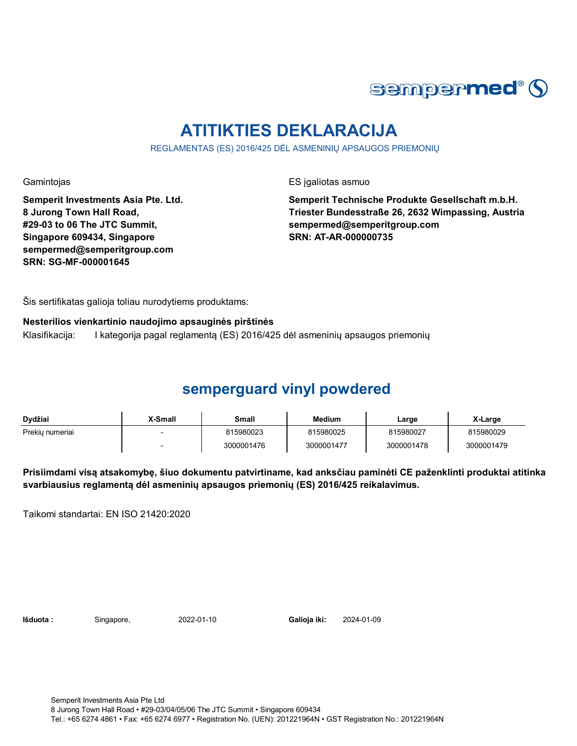sempermed®

# ATITIKTIES DEKLARACIJA

REGLAMENTAS (ES) 2016/425 DĖL ASMENINIŲ APSAUGOS PRIEMONIŲ

Gamintojas

**Semperit Investments Asia Pte. Ltd.**
**8 Jurong Town Hall Road,**
**#29-03 to 06 The JTC Summit,**
**Singapore 609434, Singapore**
**sempermed@semperitgroup.com**
**SRN: SG-MF-000001645**

ES įgaliotas asmuo

**Semperit Technische Produkte Gesellschaft m.b.H.**
**Triester Bundesstraße 26, 2632 Wimpassing, Austria**
**sempermed@semperitgroup.com**
**SRN: AT-AR-000000735**

Šis sertifikatas galioja toliau nurodytiems produktams:

**Nesterilios vienkartinio naudojimo apsauginės pirštinės**

Klasifikacija: I kategorija pagal reglamentą (ES) 2016/425 dėl asmeninių apsaugos priemonių

## semperguard vinyl powdered

| Dydžiai | X-Small | Small | Medium | Large | X-Large |
|---|---|---|---|---|---|
| Prekių numeriai | - | 815980023 | 815980025 | 815980027 | 815980029 |
| | - | 3000001476 | 3000001477 | 3000001478 | 3000001479 |

**Prisiimdami visą atsakomybę, šiuo dokumentu patvirtiname, kad anksčiau paminėti CE paženklinti produktai atitinka svarbiausius reglamentą dėl asmeninių apsaugos priemonių (ES) 2016/425 reikalavimus.**

Taikomi standartai: EN ISO 21420:2020

**Išduota :** Singapore, 2022-01-10 **Galioja iki:** 2024-01-09

Semperit Investments Asia Pte Ltd
8 Jurong Town Hall Road • #29-03/04/05/06 The JTC Summit • Singapore 609434
Tel.: +65 6274 4861 • Fax: +65 6274 6977 • Registration No. (UEN): 201221964N • GST Registration No.: 201221964N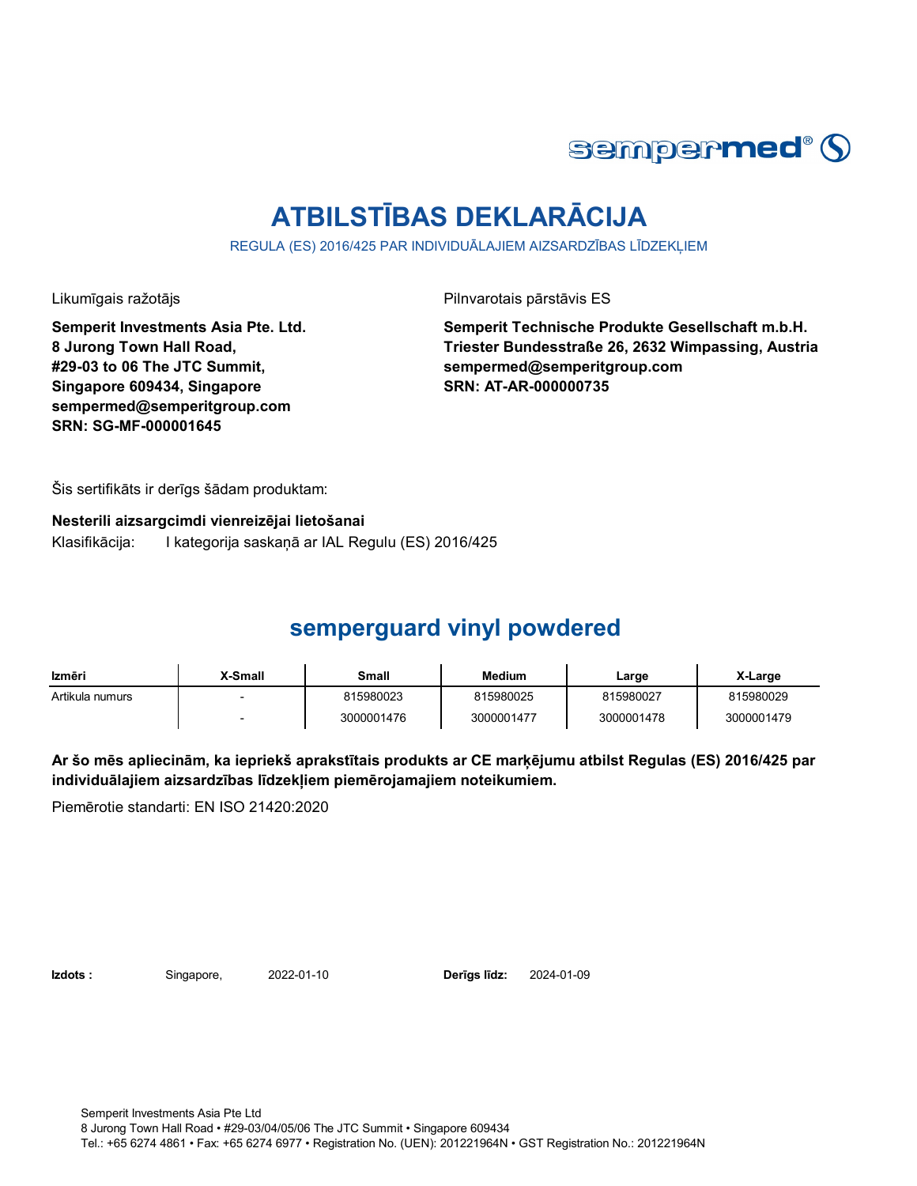# ATBILSTĪBAS DEKLARĀCIJA

REGULA (ES) 2016/425 PAR INDIVIDUĀLAJIEM AIZSARDZĪBAS LĪDZEKĻIEM

Likumīgais ražotājs

**Semperit Investments Asia Pte. Ltd.**
**8 Jurong Town Hall Road,**
**#29-03 to 06 The JTC Summit,**
**Singapore 609434, Singapore**
**sempermed@semperitgroup.com**
**SRN: SG-MF-000001645**

Pilnvarotais pārstāvis ES

**Semperit Technische Produkte Gesellschaft m.b.H.**
**Triester Bundesstraße 26, 2632 Wimpassing, Austria**
**sempermed@semperitgroup.com**
**SRN: AT-AR-000000735**

Šis sertifikāts ir derīgs šādam produktam:

**Nesterili aizsargcimdi vienreizējai lietošanai**

Klasifikācija: I kategorija saskaņā ar IAL Regulu (ES) 2016/425

## semperguard vinyl powdered

| Izmēri | X-Small | Small | Medium | Large | X-Large |
|---|---|---|---|---|---|
| Artikula numurs | - | 815980023 | 815980025 | 815980027 | 815980029 |
| | - | 3000001476 | 3000001477 | 3000001478 | 3000001479 |

**Ar šo mēs apliecinām, ka iepriekš aprakstītais produkts ar CE marķējumu atbilst Regulas (ES) 2016/425 par individuālajiem aizsardzības līdzekļiem piemērojamajiem noteikumiem.**

Piemērotie standarti: EN ISO 21420:2020

**Izdots :** Singapore, 2022-01-10 **Derīgs līdz:** 2024-01-09

Semperit Investments Asia Pte Ltd
8 Jurong Town Hall Road • #29-03/04/05/06 The JTC Summit • Singapore 609434
Tel.: +65 6274 4861 • Fax: +65 6274 6977 • Registration No. (UEN): 201221964N • GST Registration No.: 201221964N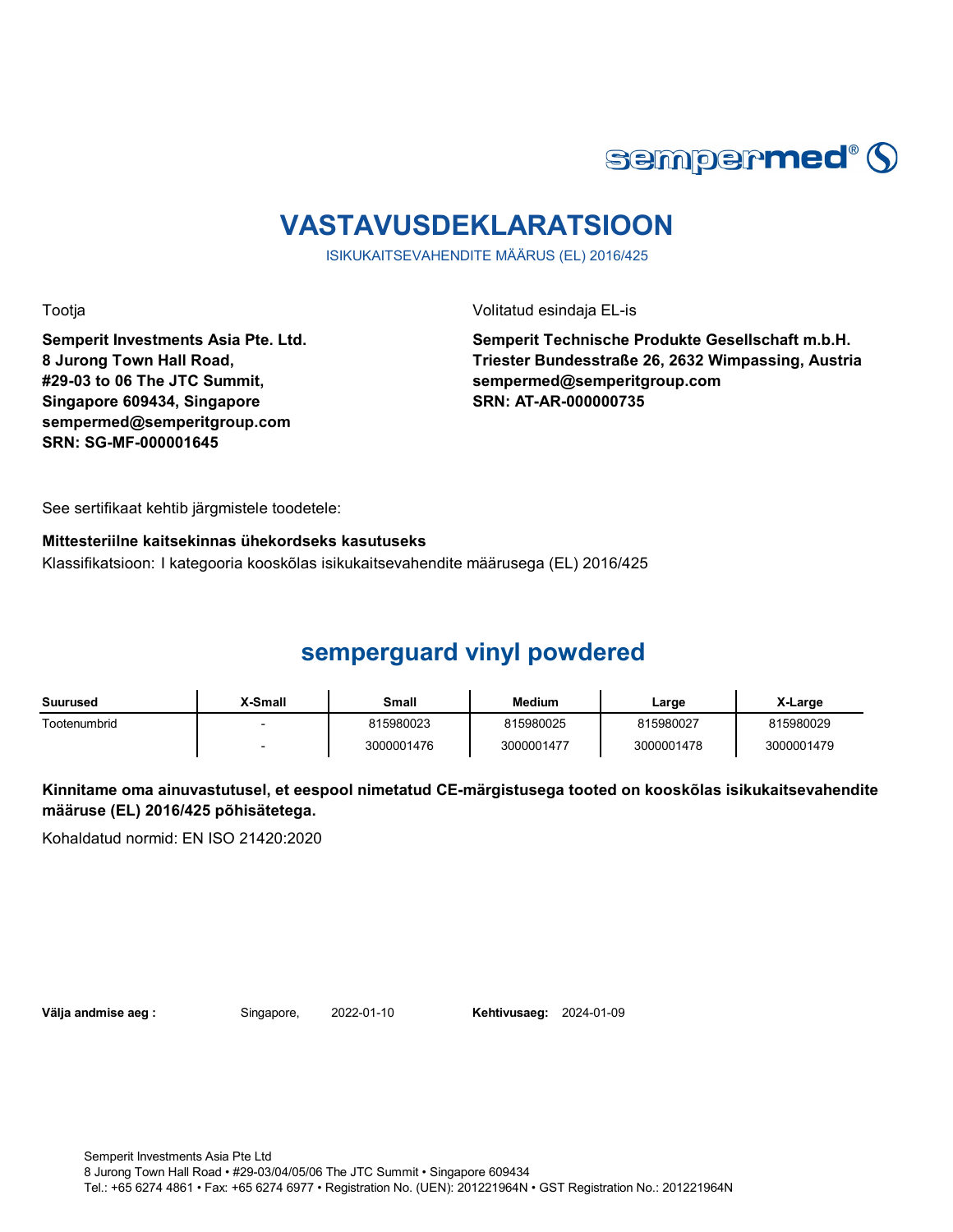sempermed®

# VASTAVUSDEKLARATSIOON

ISIKUKAITSEVAHENDITE MÄÄRUS (EL) 2016/425

Tootja

**Semperit Investments Asia Pte. Ltd.**
**8 Jurong Town Hall Road,**
**#29-03 to 06 The JTC Summit,**
**Singapore 609434, Singapore**
**sempermed@semperitgroup.com**
**SRN: SG-MF-000001645**

Volitatud esindaja EL-is

**Semperit Technische Produkte Gesellschaft m.b.H.**
**Triester Bundesstraße 26, 2632 Wimpassing, Austria**
**sempermed@semperitgroup.com**
**SRN: AT-AR-000000735**

See sertifikaat kehtib järgmistele toodetele:

**Mittesteriilne kaitsekinnas ühekordseks kasutuseks**

Klassifikatsioon: I kategooria kooskõlas isikukaitsevahendite määrusega (EL) 2016/425

## semperguard vinyl powdered

| Suurused | X-Small | Small | Medium | Large | X-Large |
|---|---|---|---|---|---|
| Tootenumbrid | - | 815980023 | 815980025 | 815980027 | 815980029 |
| | - | 3000001476 | 3000001477 | 3000001478 | 3000001479 |

**Kinnitame oma ainuvastutusel, et eespool nimetatud CE-märgistusega tooted on kooskõlas isikukaitsevahendite määruse (EL) 2016/425 põhisätetega.**

Kohaldatud normid: EN ISO 21420:2020

**Välja andmise aeg :** Singapore, 2022-01-10 **Kehtivusaeg:** 2024-01-09

Semperit Investments Asia Pte Ltd
8 Jurong Town Hall Road • #29-03/04/05/06 The JTC Summit • Singapore 609434
Tel.: +65 6274 4861 • Fax: +65 6274 6977 • Registration No. (UEN): 201221964N • GST Registration No.: 201221964N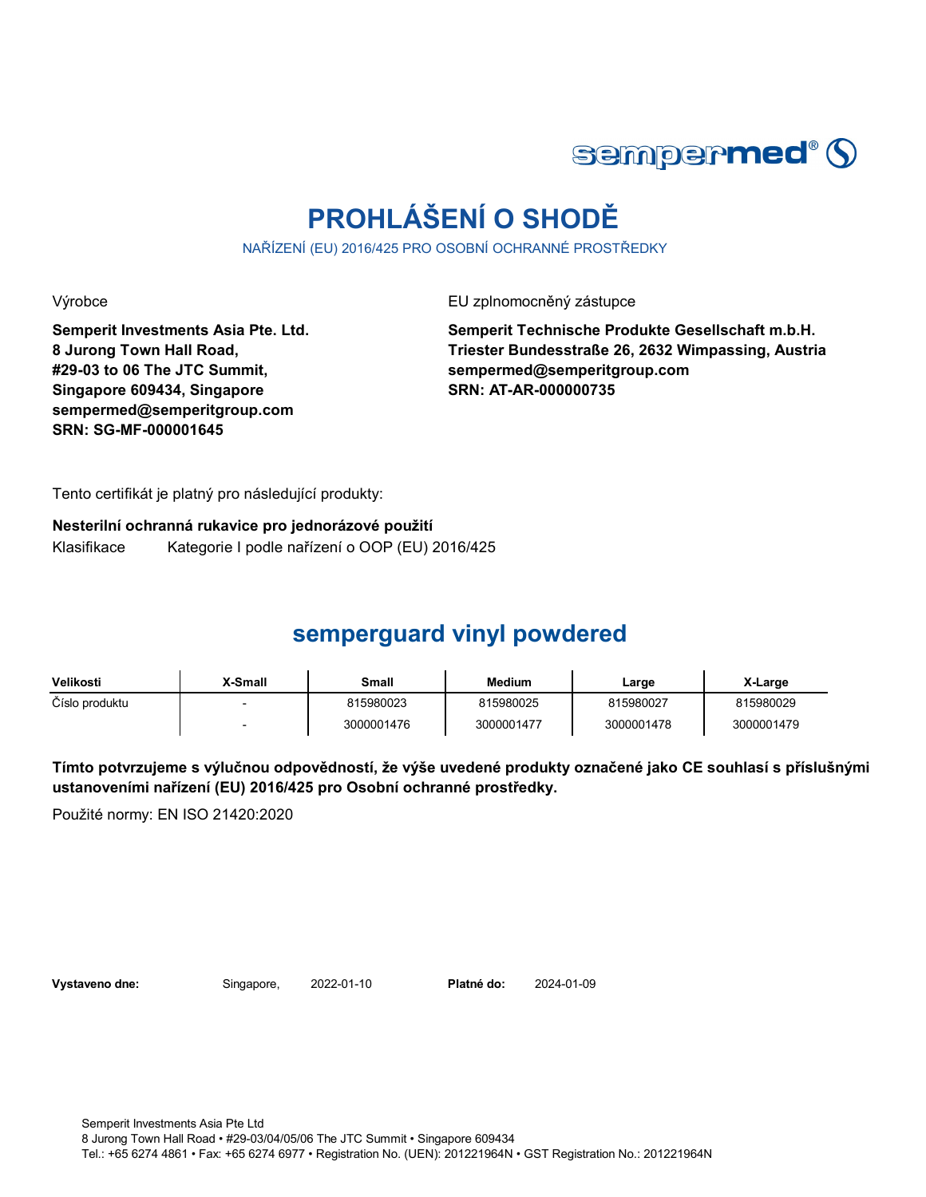# PROHLÁŠENÍ O SHODĚ

NAŘÍZENÍ (EU) 2016/425 PRO OSOBNÍ OCHRANNÉ PROSTŘEDKY

Výrobce

**Semperit Investments Asia Pte. Ltd.**
**8 Jurong Town Hall Road,**
**#29-03 to 06 The JTC Summit,**
**Singapore 609434, Singapore**
**sempermed@semperitgroup.com**
**SRN: SG-MF-000001645**

EU zplnomocněný zástupce

**Semperit Technische Produkte Gesellschaft m.b.H.**
**Triester Bundesstraße 26, 2632 Wimpassing, Austria**
**sempermed@semperitgroup.com**
**SRN: AT-AR-000000735**

Tento certifikát je platný pro následující produkty:

**Nesterilní ochranná rukavice pro jednorázové použití**

Klasifikace Kategorie I podle nařízení o OOP (EU) 2016/425

## semperguard vinyl powdered

| Velikosti | X-Small | Small | Medium | Large | X-Large |
|---|---|---|---|---|---|
| Číslo produktu | - | 815980023 | 815980025 | 815980027 | 815980029 |
| | - | 3000001476 | 3000001477 | 3000001478 | 3000001479 |

**Tímto potvrzujeme s výlučnou odpovědností, že výše uvedené produkty označené jako CE souhlasí s příslušnými ustanoveními nařízení (EU) 2016/425 pro Osobní ochranné prostředky.**

Použité normy: EN ISO 21420:2020

**Vystaveno dne:** Singapore, 2022-01-10 **Platné do:** 2024-01-09

Semperit Investments Asia Pte Ltd
8 Jurong Town Hall Road • #29-03/04/05/06 The JTC Summit • Singapore 609434
Tel.: +65 6274 4861 • Fax: +65 6274 6977 • Registration No. (UEN): 201221964N • GST Registration No.: 201221964N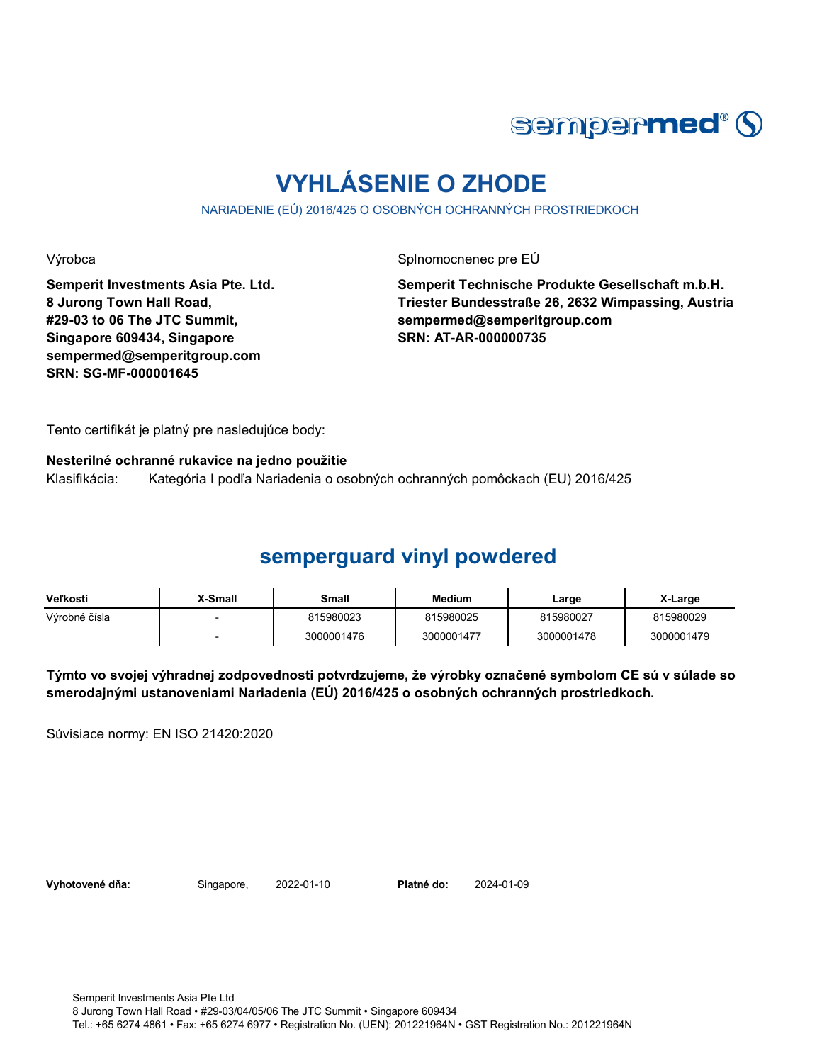sempermed®

# VYHLÁSENIE O ZHODE

NARIADENIE (EÚ) 2016/425 O OSOBNÝCH OCHRANNÝCH PROSTRIEDKOCH

Výrobca

**Semperit Investments Asia Pte. Ltd.**
**8 Jurong Town Hall Road,**
**#29-03 to 06 The JTC Summit,**
**Singapore 609434, Singapore**
**sempermed@semperitgroup.com**
**SRN: SG-MF-000001645**

Splnomocnenec pre EÚ

**Semperit Technische Produkte Gesellschaft m.b.H.**
**Triester Bundesstraße 26, 2632 Wimpassing, Austria**
**sempermed@semperitgroup.com**
**SRN: AT-AR-000000735**

Tento certifikát je platný pre nasledujúce body:

**Nesterilné ochranné rukavice na jedno použitie**
Klasifikácia: Kategória I podľa Nariadenia o osobných ochranných pomôckach (EU) 2016/425

## semperguard vinyl powdered

| Veľkosti | X-Small | Small | Medium | Large | X-Large |
|---|---|---|---|---|---|
| Výrobné čísla | - | 815980023 | 815980025 | 815980027 | 815980029 |
| | - | 3000001476 | 3000001477 | 3000001478 | 3000001479 |

**Týmto vo svojej výhradnej zodpovednosti potvrdzujeme, že výrobky označené symbolom CE sú v súlade so smerodajnými ustanoveniami Nariadenia (EÚ) 2016/425 o osobných ochranných prostriedkoch.**

Súvisiace normy: EN ISO 21420:2020

**Vyhotovené dňa:** Singapore, 2022-01-10 **Platné do:** 2024-01-09

Semperit Investments Asia Pte Ltd
8 Jurong Town Hall Road • #29-03/04/05/06 The JTC Summit • Singapore 609434
Tel.: +65 6274 4861 • Fax: +65 6274 6977 • Registration No. (UEN): 201221964N • GST Registration No.: 201221964N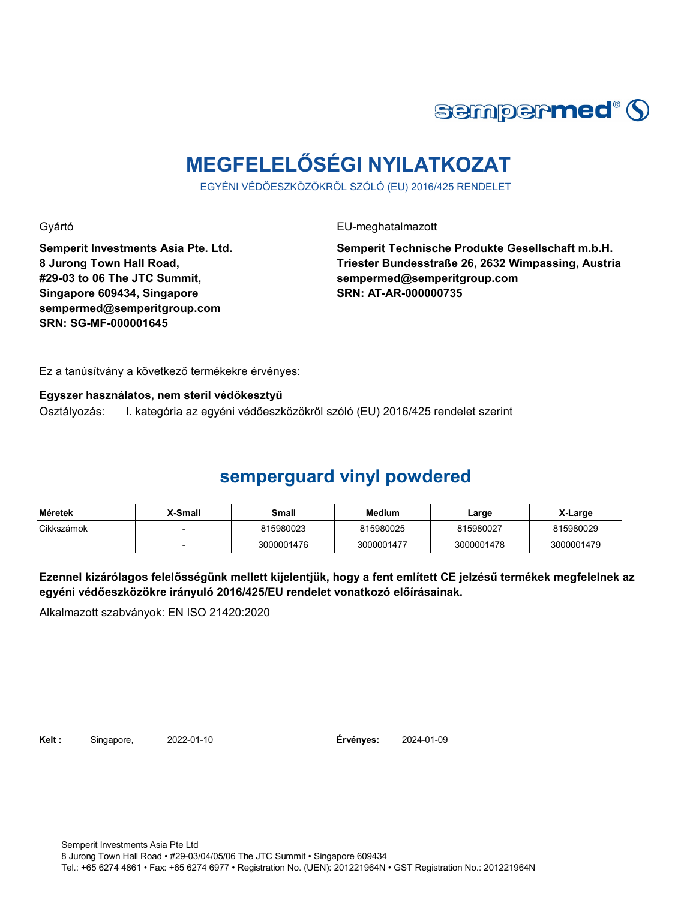# MEGFELELŐSÉGI NYILATKOZAT

EGYÉNI VÉDŐESZKÖZÖKRŐL SZÓLÓ (EU) 2016/425 RENDELET

Gyártó

**Semperit Investments Asia Pte. Ltd.**
**8 Jurong Town Hall Road,**
**#29-03 to 06 The JTC Summit,**
**Singapore 609434, Singapore**
**sempermed@semperitgroup.com**
**SRN: SG-MF-000001645**

EU-meghatalmazott

**Semperit Technische Produkte Gesellschaft m.b.H.**
**Triester Bundesstraße 26, 2632 Wimpassing, Austria**
**sempermed@semperitgroup.com**
**SRN: AT-AR-000000735**

Ez a tanúsítvány a következő termékekre érvényes:

**Egyszer használatos, nem steril védőkesztyű**

Osztályozás: I. kategória az egyéni védőeszközökről szóló (EU) 2016/425 rendelet szerint

## semperguard vinyl powdered

| Méretek | X-Small | Small | Medium | Large | X-Large |
|---|---|---|---|---|---|
| Cikkszámok | - | 815980023 | 815980025 | 815980027 | 815980029 |
| | - | 3000001476 | 3000001477 | 3000001478 | 3000001479 |

**Ezennel kizárólagos felelősségünk mellett kijelentjük, hogy a fent említett CE jelzésű termékek megfelelnek az egyéni védőeszközökre irányuló 2016/425/EU rendelet vonatkozó előírásainak.**

Alkalmazott szabványok: EN ISO 21420:2020

**Kelt :** Singapore, 2022-01-10

**Érvényes:** 2024-01-09

Semperit Investments Asia Pte Ltd
8 Jurong Town Hall Road • #29-03/04/05/06 The JTC Summit • Singapore 609434
Tel.: +65 6274 4861 • Fax: +65 6274 6977 • Registration No. (UEN): 201221964N • GST Registration No.: 201221964N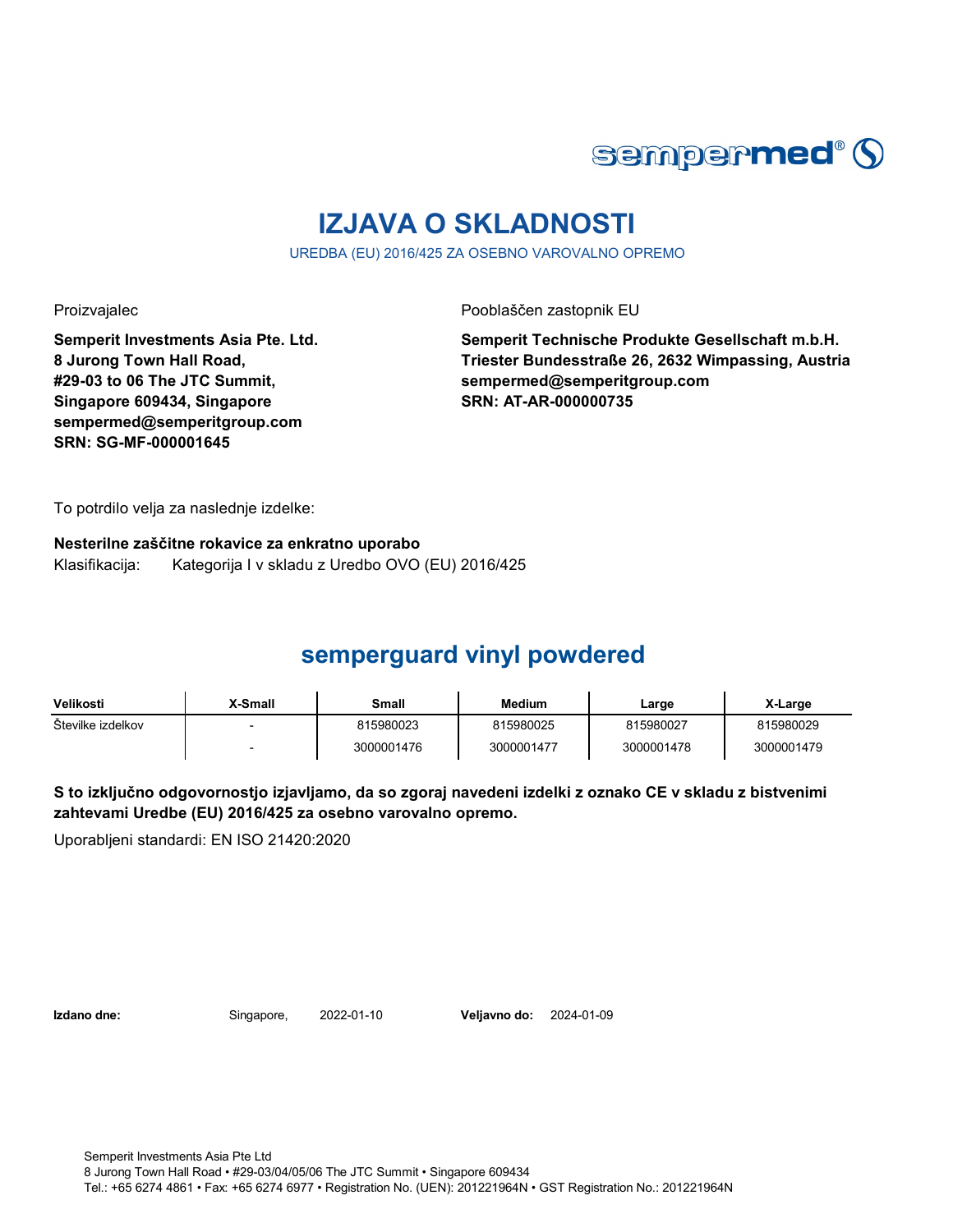sempermed®

# IZJAVA O SKLADNOSTI

UREDBA (EU) 2016/425 ZA OSEBNO VAROVALNO OPREMO

Proizvajalec

**Semperit Investments Asia Pte. Ltd.**
**8 Jurong Town Hall Road,**
**#29-03 to 06 The JTC Summit,**
**Singapore 609434, Singapore**
**sempermed@semperitgroup.com**
**SRN: SG-MF-000001645**

Pooblaščen zastopnik EU

**Semperit Technische Produkte Gesellschaft m.b.H.**
**Triester Bundesstraße 26, 2632 Wimpassing, Austria**
**sempermed@semperitgroup.com**
**SRN: AT-AR-000000735**

To potrdilo velja za naslednje izdelke:

**Nesterilne zaščitne rokavice za enkratno uporabo**
Klasifikacija: Kategorija I v skladu z Uredbo OVO (EU) 2016/425

## semperguard vinyl powdered

| Velikosti | X-Small | Small | Medium | Large | X-Large |
|---|---|---|---|---|---|
| Številke izdelkov | - | 815980023 | 815980025 | 815980027 | 815980029 |
| | - | 3000001476 | 3000001477 | 3000001478 | 3000001479 |

**S to izključno odgovornostjo izjavljamo, da so zgoraj navedeni izdelki z oznako CE v skladu z bistvenimi zahtevami Uredbe (EU) 2016/425 za osebno varovalno opremo.**

Uporabljeni standardi: EN ISO 21420:2020

**Izdano dne:** Singapore, 2022-01-10 **Veljavno do:** 2024-01-09

Semperit Investments Asia Pte Ltd
8 Jurong Town Hall Road • #29-03/04/05/06 The JTC Summit • Singapore 609434
Tel.: +65 6274 4861 • Fax: +65 6274 6977 • Registration No. (UEN): 201221964N • GST Registration No.: 201221964N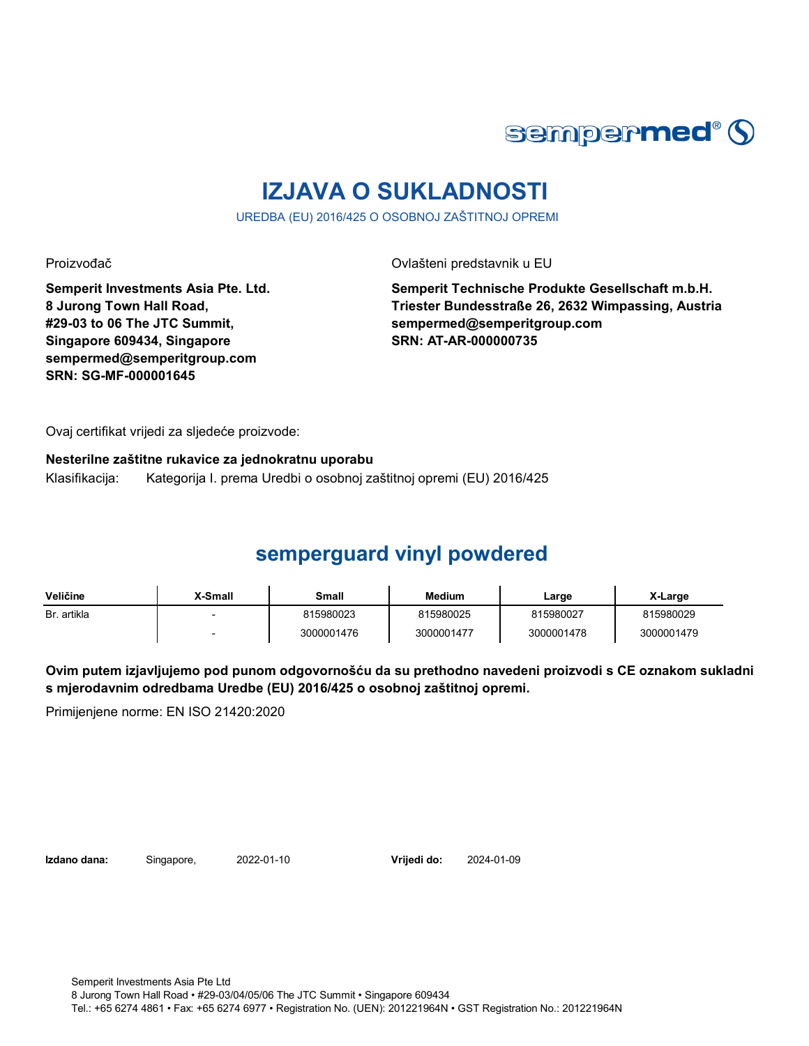sempermed®

# IZJAVA O SUKLADNOSTI

UREDBA (EU) 2016/425 O OSOBNOJ ZAŠTITNOJ OPREMI

Proizvođač

**Semperit Investments Asia Pte. Ltd.**
**8 Jurong Town Hall Road,**
**#29-03 to 06 The JTC Summit,**
**Singapore 609434, Singapore**
**sempermed@semperitgroup.com**
**SRN: SG-MF-000001645**

Ovlašteni predstavnik u EU

**Semperit Technische Produkte Gesellschaft m.b.H.**
**Triester Bundesstraße 26, 2632 Wimpassing, Austria**
**sempermed@semperitgroup.com**
**SRN: AT-AR-000000735**

Ovaj certifikat vrijedi za sljedeće proizvode:

**Nesterilne zaštitne rukavice za jednokratnu uporabu**

Klasifikacija: Kategorija I. prema Uredbi o osobnoj zaštitnoj opremi (EU) 2016/425

## semperguard vinyl powdered

| Veličine | X-Small | Small | Medium | Large | X-Large |
|---|---|---|---|---|---|
| Br. artikla | - | 815980023 | 815980025 | 815980027 | 815980029 |
| | - | 3000001476 | 3000001477 | 3000001478 | 3000001479 |

**Ovim putem izjavljujemo pod punom odgovornošću da su prethodno navedeni proizvodi s CE oznakom sukladni s mjerodavnim odredbama Uredbe (EU) 2016/425 o osobnoj zaštitnoj opremi.**

Primijenjene norme: EN ISO 21420:2020

**Izdano dana:** Singapore, 2022-01-10 **Vrijedi do:** 2024-01-09

Semperit Investments Asia Pte Ltd
8 Jurong Town Hall Road • #29-03/04/05/06 The JTC Summit • Singapore 609434
Tel.: +65 6274 4861 • Fax: +65 6274 6977 • Registration No. (UEN): 201221964N • GST Registration No.: 201221964N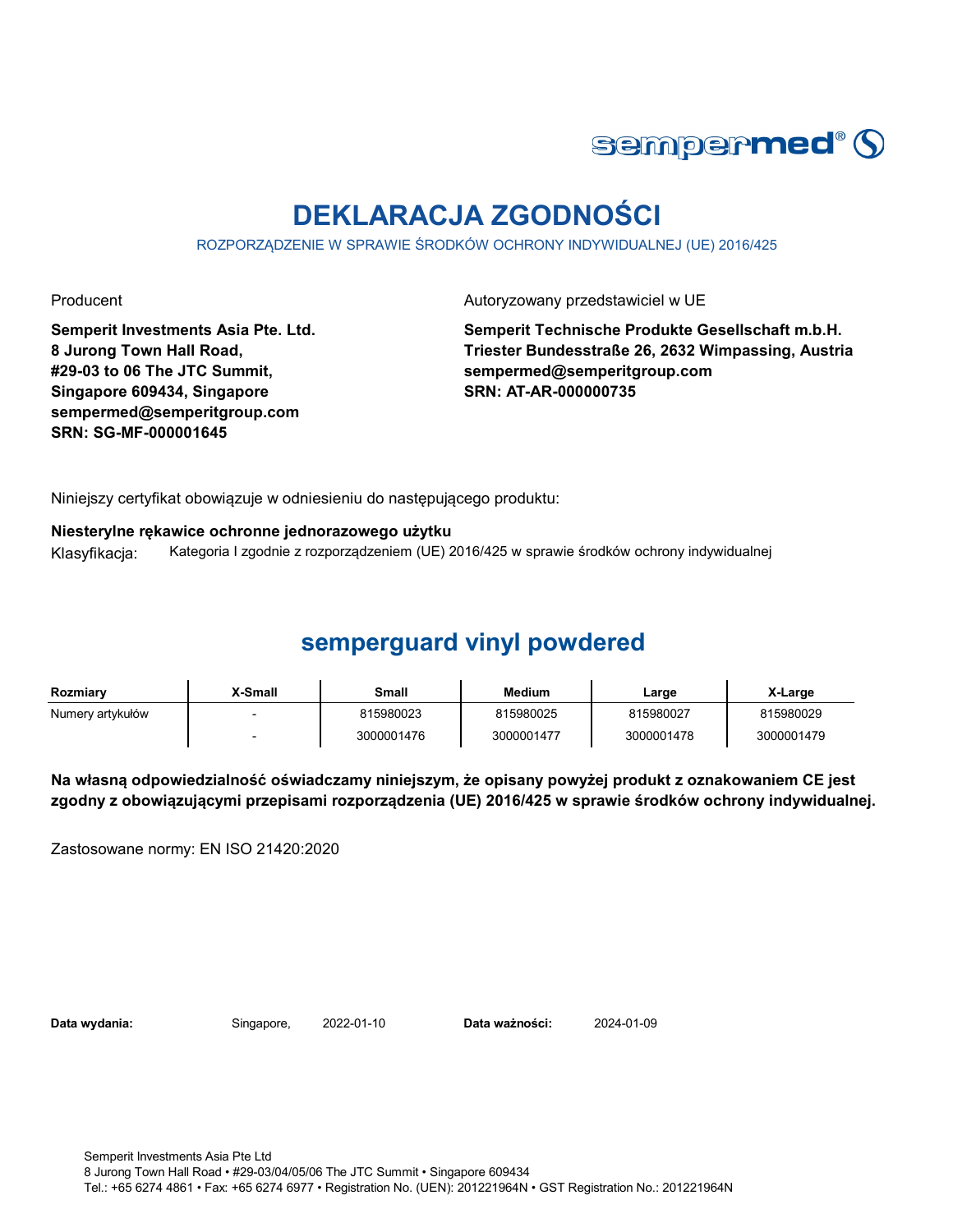sempermed®

# DEKLARACJA ZGODNOŚCI

ROZPORZĄDZENIE W SPRAWIE ŚRODKÓW OCHRONY INDYWIDUALNEJ (UE) 2016/425

Producent

**Semperit Investments Asia Pte. Ltd.**
**8 Jurong Town Hall Road,**
**#29-03 to 06 The JTC Summit,**
**Singapore 609434, Singapore**
**sempermed@semperitgroup.com**
**SRN: SG-MF-000001645**

Autoryzowany przedstawiciel w UE

**Semperit Technische Produkte Gesellschaft m.b.H.**
**Triester Bundesstraße 26, 2632 Wimpassing, Austria**
**sempermed@semperitgroup.com**
**SRN: AT-AR-000000735**

Niniejszy certyfikat obowiązuje w odniesieniu do następującego produktu:

**Niesterylne rękawice ochronne jednorazowego użytku**

Klasyfikacja: Kategoria I zgodnie z rozporządzeniem (UE) 2016/425 w sprawie środków ochrony indywidualnej

## semperguard vinyl powdered

| Rozmiary | X-Small | Small | Medium | Large | X-Large |
|---|---|---|---|---|---|
| Numery artykułów | - | 815980023 | 815980025 | 815980027 | 815980029 |
| | - | 3000001476 | 3000001477 | 3000001478 | 3000001479 |

**Na własną odpowiedzialność oświadczamy niniejszym, że opisany powyżej produkt z oznakowaniem CE jest zgodny z obowiązującymi przepisami rozporządzenia (UE) 2016/425 w sprawie środków ochrony indywidualnej.**

Zastosowane normy: EN ISO 21420:2020

**Data wydania:** Singapore, 2022-01-10 **Data ważności:** 2024-01-09

Semperit Investments Asia Pte Ltd
8 Jurong Town Hall Road • #29-03/04/05/06 The JTC Summit • Singapore 609434
Tel.: +65 6274 4861 • Fax: +65 6274 6977 • Registration No. (UEN): 201221964N • GST Registration No.: 201221964N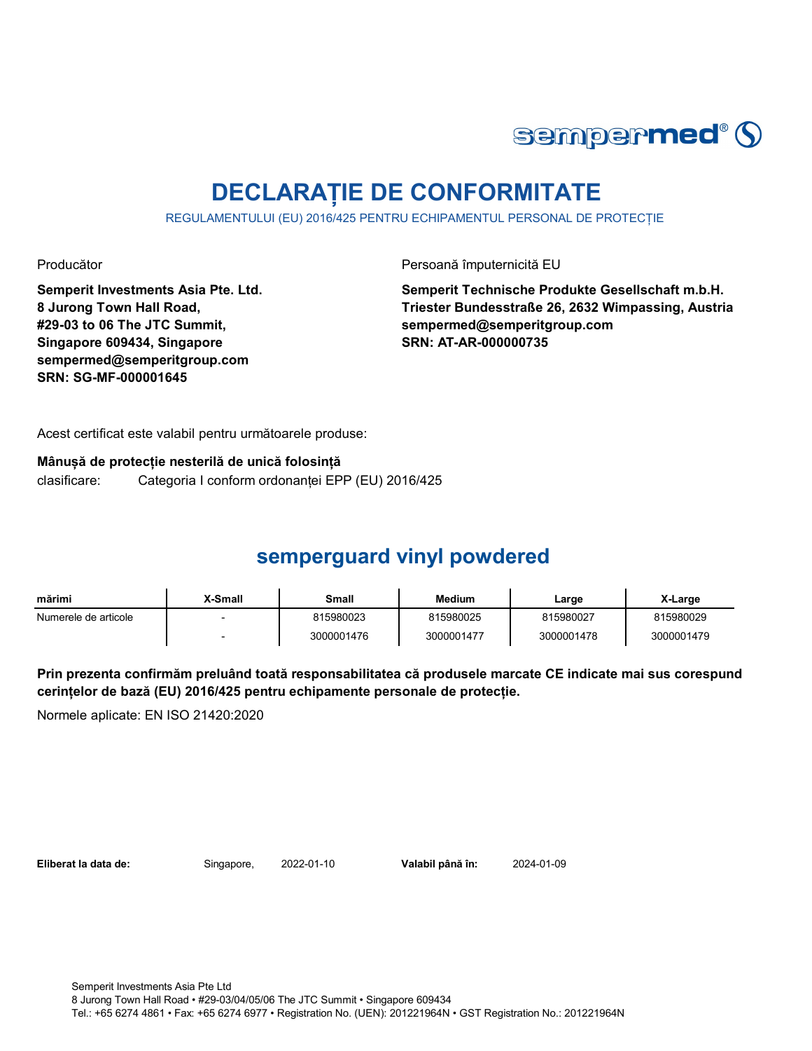sempermed®

# DECLARAȚIE DE CONFORMITATE

REGULAMENTULUI (EU) 2016/425 PENTRU ECHIPAMENTUL PERSONAL DE PROTECȚIE

Producător

**Semperit Investments Asia Pte. Ltd.**
**8 Jurong Town Hall Road,**
**#29-03 to 06 The JTC Summit,**
**Singapore 609434, Singapore**
**sempermed@semperitgroup.com**
**SRN: SG-MF-000001645**

Persoană împuternicită EU

**Semperit Technische Produkte Gesellschaft m.b.H.**
**Triester Bundesstraße 26, 2632 Wimpassing, Austria**
**sempermed@semperitgroup.com**
**SRN: AT-AR-000000735**

Acest certificat este valabil pentru următoarele produse:

**Mânușă de protecție nesterilă de unică folosință**

clasificare: Categoria I conform ordonanței EPP (EU) 2016/425

## semperguard vinyl powdered

| mărimi | X-Small | Small | Medium | Large | X-Large |
|---|---|---|---|---|---|
| Numerele de articole | - | 815980023 | 815980025 | 815980027 | 815980029 |
| | - | 3000001476 | 3000001477 | 3000001478 | 3000001479 |

**Prin prezenta confirmăm preluând toată responsabilitatea că produsele marcate CE indicate mai sus corespund cerințelor de bază (EU) 2016/425 pentru echipamente personale de protecție.**

Normele aplicate: EN ISO 21420:2020

**Eliberat la data de:** Singapore, 2022-01-10 **Valabil până în:** 2024-01-09

Semperit Investments Asia Pte Ltd
8 Jurong Town Hall Road • #29-03/04/05/06 The JTC Summit • Singapore 609434
Tel.: +65 6274 4861 • Fax: +65 6274 6977 • Registration No. (UEN): 201221964N • GST Registration No.: 201221964N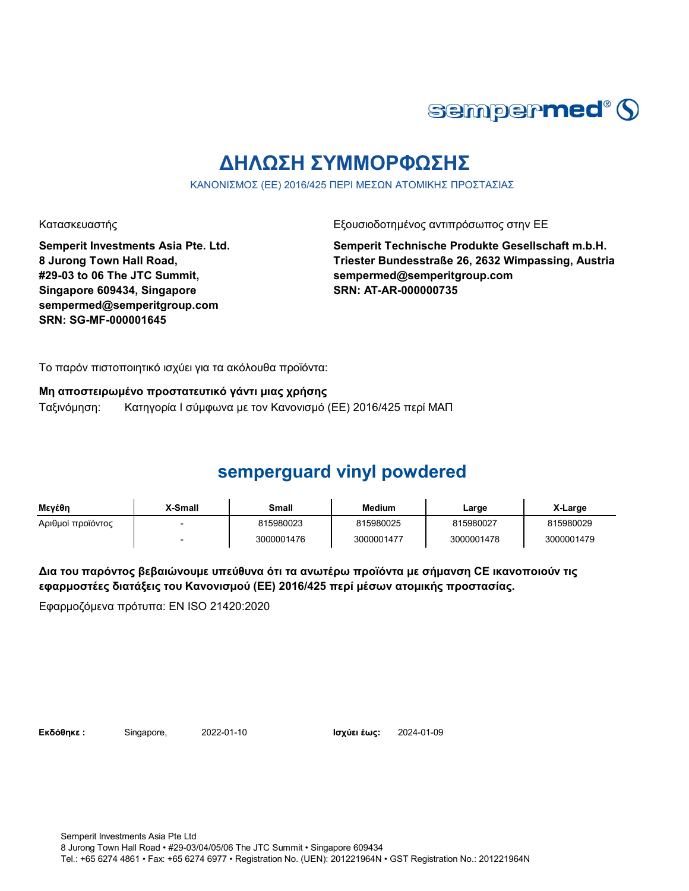sempermed®

# ΔΗΛΩΣΗ ΣΥΜΜΟΡΦΩΣΗΣ

ΚΑΝΟΝΙΣΜΟΣ (ΕΕ) 2016/425 ΠΕΡΙ ΜΕΣΩΝ ΑΤΟΜΙΚΗΣ ΠΡΟΣΤΑΣΙΑΣ

Κατασκευαστής

**Semperit Investments Asia Pte. Ltd.**
**8 Jurong Town Hall Road,**
**#29-03 to 06 The JTC Summit,**
**Singapore 609434, Singapore**
**sempermed@semperitgroup.com**
**SRN: SG-MF-000001645**

Εξουσιοδοτημένος αντιπρόσωπος στην ΕΕ

**Semperit Technische Produkte Gesellschaft m.b.H.**
**Triester Bundesstraße 26, 2632 Wimpassing, Austria**
**sempermed@semperitgroup.com**
**SRN: AT-AR-000000735**

Το παρόν πιστοποιητικό ισχύει για τα ακόλουθα προϊόντα:

**Μη αποστειρωμένο προστατευτικό γάντι μιας χρήσης**

Ταξινόμηση: Κατηγορία I σύμφωνα με τον Κανονισμό (ΕΕ) 2016/425 περί ΜΑΠ

## semperguard vinyl powdered

| Μεγέθη | X-Small | Small | Medium | Large | X-Large |
|---|---|---|---|---|---|
| Αριθμοί προϊόντος | - | 815980023 | 815980025 | 815980027 | 815980029 |
| | - | 3000001476 | 3000001477 | 3000001478 | 3000001479 |

**Δια του παρόντος βεβαιώνουμε υπεύθυνα ότι τα ανωτέρω προϊόντα με σήμανση CE ικανοποιούν τις εφαρμοστέες διατάξεις του Κανονισμού (ΕΕ) 2016/425 περί μέσων ατομικής προστασίας.**

Εφαρμοζόμενα πρότυπα: EN ISO 21420:2020

**Εκδόθηκε :** Singapore, 2022-01-10 **Ισχύει έως:** 2024-01-09

Semperit Investments Asia Pte Ltd
8 Jurong Town Hall Road • #29-03/04/05/06 The JTC Summit • Singapore 609434
Tel.: +65 6274 4861 • Fax: +65 6274 6977 • Registration No. (UEN): 201221964N • GST Registration No.: 201221964N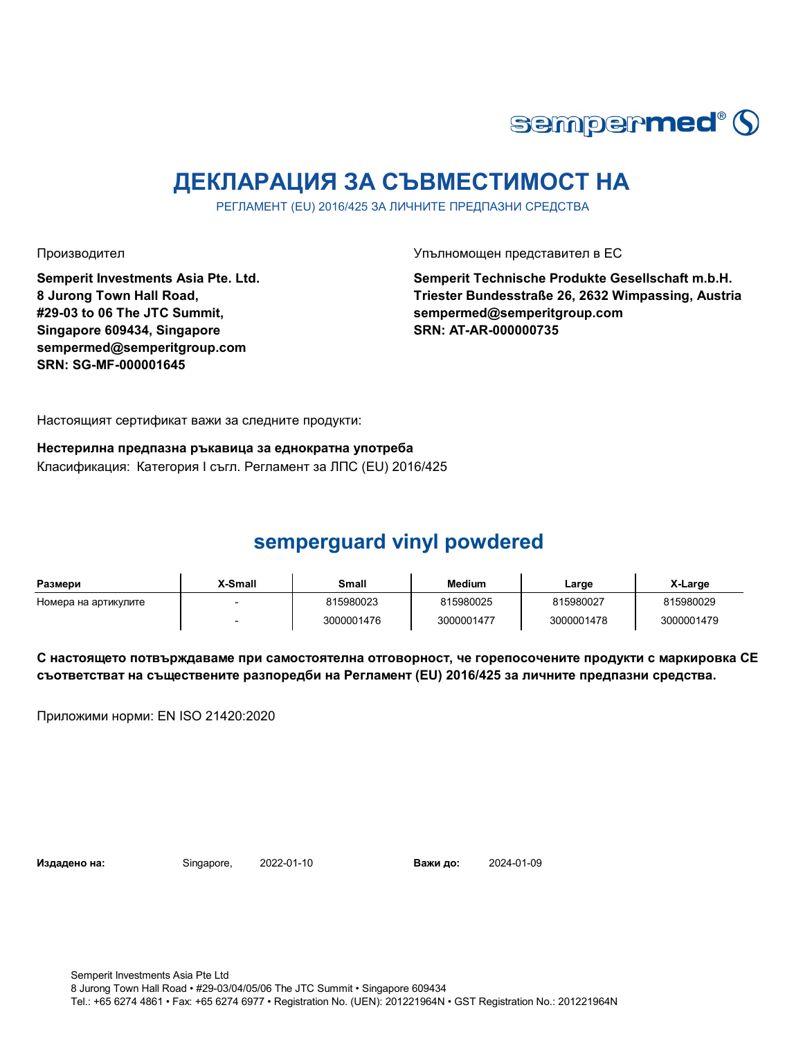sempermed®

# ДЕКЛАРАЦИЯ ЗА СЪВМЕСТИМОСТ НА

РЕГЛАМЕНТ (EU) 2016/425 ЗА ЛИЧНИТЕ ПРЕДПАЗНИ СРЕДСТВА

Производител

**Semperit Investments Asia Pte. Ltd.**
**8 Jurong Town Hall Road,**
**#29-03 to 06 The JTC Summit,**
**Singapore 609434, Singapore**
**sempermed@semperitgroup.com**
**SRN: SG-MF-000001645**

Упълномощен представител в ЕС

**Semperit Technische Produkte Gesellschaft m.b.H.**
**Triester Bundesstraße 26, 2632 Wimpassing, Austria**
**sempermed@semperitgroup.com**
**SRN: AT-AR-000000735**

Настоящият сертификат важи за следните продукти:

**Нестерилна предпазна ръкавица за еднократна употреба**
Класификация: Категория I съгл. Регламент за ЛПС (EU) 2016/425

## semperguard vinyl powdered

| Размери | X-Small | Small | Medium | Large | X-Large |
|---|---|---|---|---|---|
| Номера на артикулите | - | 815980023 | 815980025 | 815980027 | 815980029 |
| | - | 3000001476 | 3000001477 | 3000001478 | 3000001479 |

**С настоящето потвърждаваме при самостоятелна отговорност, че горепосочените продукти с маркировка CE съответстват на съществените разпоредби на Регламент (EU) 2016/425 за личните предпазни средства.**

Приложими норми: EN ISO 21420:2020

**Издадено на:** Singapore, 2022-01-10 **Важи до:** 2024-01-09

Semperit Investments Asia Pte Ltd
8 Jurong Town Hall Road • #29-03/04/05/06 The JTC Summit • Singapore 609434
Tel.: +65 6274 4861 • Fax: +65 6274 6977 • Registration No. (UEN): 201221964N • GST Registration No.: 201221964N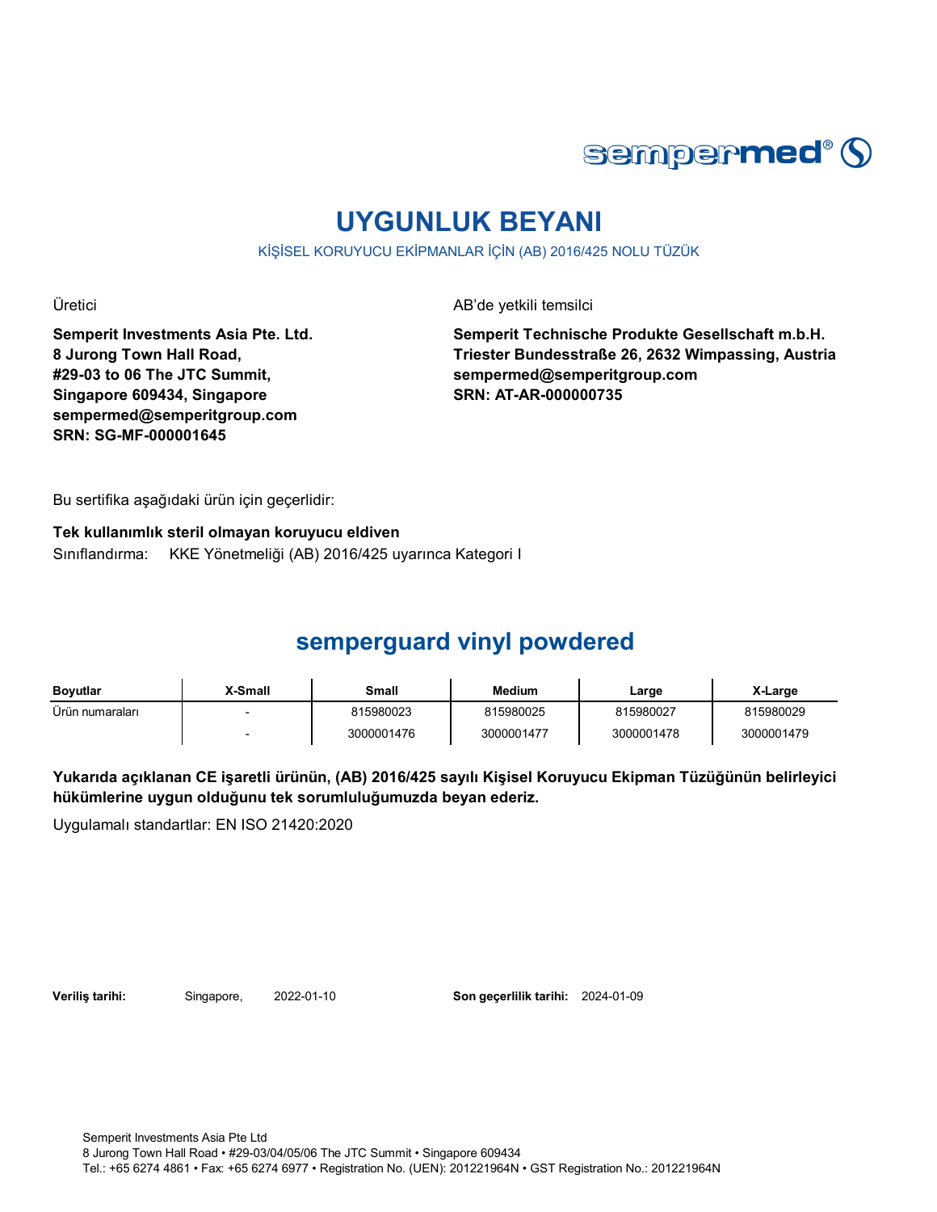sempermed®

# UYGUNLUK BEYANI

KİŞİSEL KORUYUCU EKİPMANLAR İÇİN (AB) 2016/425 NOLU TÜZÜK

Üretici

**Semperit Investments Asia Pte. Ltd.**
**8 Jurong Town Hall Road,**
**#29-03 to 06 The JTC Summit,**
**Singapore 609434, Singapore**
**sempermed@semperitgroup.com**
**SRN: SG-MF-000001645**

AB'de yetkili temsilci

**Semperit Technische Produkte Gesellschaft m.b.H.**
**Triester Bundesstraße 26, 2632 Wimpassing, Austria**
**sempermed@semperitgroup.com**
**SRN: AT-AR-000000735**

Bu sertifika aşağıdaki ürün için geçerlidir:

**Tek kullanımlık steril olmayan koruyucu eldiven**
Sınıflandırma: KKE Yönetmeliği (AB) 2016/425 uyarınca Kategori I

## semperguard vinyl powdered

| Boyutlar | X-Small | Small | Medium | Large | X-Large |
|---|---|---|---|---|---|
| Ürün numaraları | - | 815980023 | 815980025 | 815980027 | 815980029 |
| | - | 3000001476 | 3000001477 | 3000001478 | 3000001479 |

**Yukarıda açıklanan CE işaretli ürünün, (AB) 2016/425 sayılı Kişisel Koruyucu Ekipman Tüzüğünün belirleyici hükümlerine uygun olduğunu tek sorumluluğumuzda beyan ederiz.**

Uygulamalı standartlar: EN ISO 21420:2020

**Veriliş tarihi:** Singapore, 2022-01-10 **Son geçerlilik tarihi:** 2024-01-09

Semperit Investments Asia Pte Ltd
8 Jurong Town Hall Road • #29-03/04/05/06 The JTC Summit • Singapore 609434
Tel.: +65 6274 4861 • Fax: +65 6274 6977 • Registration No. (UEN): 201221964N • GST Registration No.: 201221964N